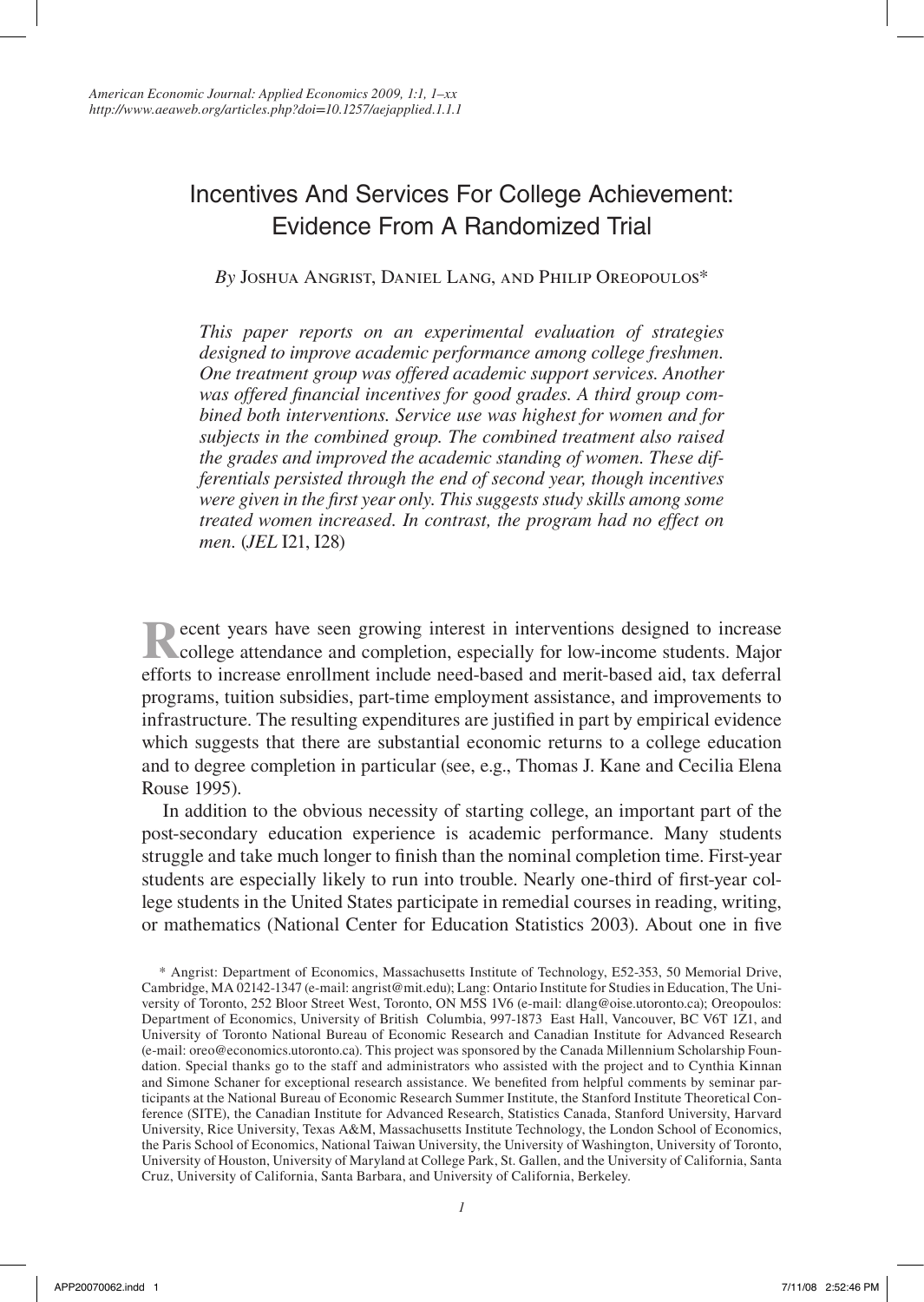# Incentives And Services For College Achievement: Evidence From A Randomized Trial

*By* Joshua Angrist, Daniel Lang, and Philip Oreopoulos*

*This paper reports on an experimental evaluation of strategies designed to improve academic performance among college freshmen. One treatment group was offered academic support services. Another was offered financial incentives for good grades. A third group combined both interventions. Service use was highest for women and for subjects in the combined group. The combined treatment also raised the grades and improved the academic standing of women. These differentials persisted through the end of second year, though incentives were given in the first year only. This suggests study skills among some treated women increased. In contrast, the program had no effect on men.* (*JEL* I21, I28)

Recent years have seen growing interest in interventions designed to increase college attendance and completion, especially for low-income students. Major efforts to increase enrollment include need-based and merit-based aid, tax deferral programs, tuition subsidies, part-time employment assistance, and improvements to infrastructure. The resulting expenditures are justified in part by empirical evidence which suggests that there are substantial economic returns to a college education and to degree completion in particular (see, e.g., Thomas J. Kane and Cecilia Elena Rouse 1995).

In addition to the obvious necessity of starting college, an important part of the post-secondary education experience is academic performance. Many students struggle and take much longer to finish than the nominal completion time. First-year students are especially likely to run into trouble. Nearly one-third of first-year college students in the United States participate in remedial courses in reading, writing, or mathematics (National Center for Education Statistics 2003). About one in five

\* Angrist: Department of Economics, Massachusetts Institute of Technology, E52-353, 50 Memorial Drive, Cambridge, MA 02142-1347 (e-mail: angrist@mit.edu); Lang: Ontario Institute for Studies in Education, The University of Toronto, 252 Bloor Street West, Toronto, ON M5S 1V6 (e-mail: dlang@oise.utoronto.ca); Oreopoulos: Department of Economics, University of British Columbia, 997-1873 East Hall, Vancouver, BC V6T 1Z1, and University of Toronto National Bureau of Economic Research and Canadian Institute for Advanced Research (e-mail: oreo@economics.utoronto.ca). This project was sponsored by the Canada Millennium Scholarship Foundation. Special thanks go to the staff and administrators who assisted with the project and to Cynthia Kinnan and Simone Schaner for exceptional research assistance. We benefited from helpful comments by seminar participants at the National Bureau of Economic Research Summer Institute, the Stanford Institute Theoretical Conference (SITE), the Canadian Institute for Advanced Research, Statistics Canada, Stanford University, Harvard University, Rice University, Texas A&M, Massachusetts Institute Technology, the London School of Economics, the Paris School of Economics, National Taiwan University, the University of Washington, University of Toronto, University of Houston, University of Maryland at College Park, St. Gallen, and the University of California, Santa Cruz, University of California, Santa Barbara, and University of California, Berkeley.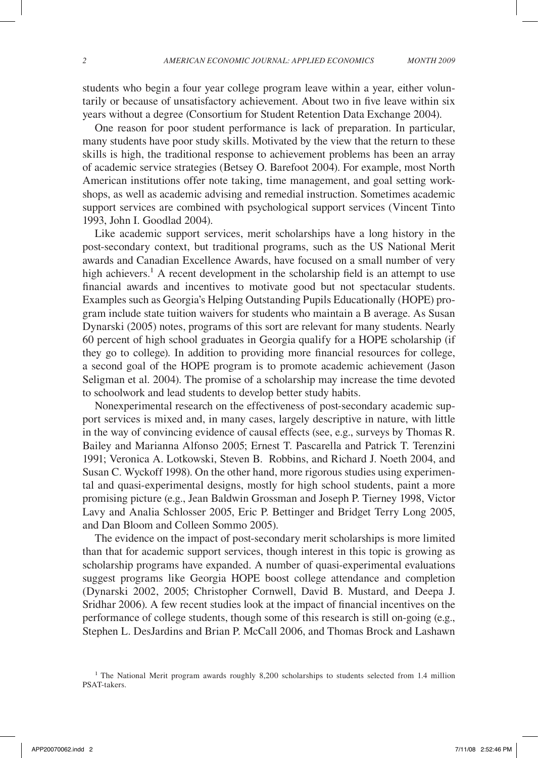students who begin a four year college program leave within a year, either voluntarily or because of unsatisfactory achievement. About two in five leave within six years without a degree (Consortium for Student Retention Data Exchange 2004).

One reason for poor student performance is lack of preparation. In particular, many students have poor study skills. Motivated by the view that the return to these skills is high, the traditional response to achievement problems has been an array of academic service strategies (Betsey O. Barefoot 2004). For example, most North American institutions offer note taking, time management, and goal setting workshops, as well as academic advising and remedial instruction. Sometimes academic support services are combined with psychological support services (Vincent Tinto 1993, John I. Goodlad 2004).

Like academic support services, merit scholarships have a long history in the post-secondary context, but traditional programs, such as the US National Merit awards and Canadian Excellence Awards, have focused on a small number of very high achievers.[1] A recent development in the scholarship field is an attempt to use financial awards and incentives to motivate good but not spectacular students. Examples such as Georgia's Helping Outstanding Pupils Educationally (HOPE) program include state tuition waivers for students who maintain a B average. As Susan Dynarski (2005) notes, programs of this sort are relevant for many students. Nearly 60 percent of high school graduates in Georgia qualify for a HOPE scholarship (if they go to college). In addition to providing more financial resources for college, a second goal of the HOPE program is to promote academic achievement (Jason Seligman et al. 2004). The promise of a scholarship may increase the time devoted to schoolwork and lead students to develop better study habits.

Nonexperimental research on the effectiveness of post-secondary academic support services is mixed and, in many cases, largely descriptive in nature, with little in the way of convincing evidence of causal effects (see, e.g., surveys by Thomas R. Bailey and Marianna Alfonso 2005; Ernest T. Pascarella and Patrick T. Terenzini 1991; Veronica A. Lotkowski, Steven B. Robbins, and Richard J. Noeth 2004, and Susan C. Wyckoff 1998). On the other hand, more rigorous studies using experimental and quasi-experimental designs, mostly for high school students, paint a more promising picture (e.g., Jean Baldwin Grossman and Joseph P. Tierney 1998, Victor Lavy and Analia Schlosser 2005, Eric P. Bettinger and Bridget Terry Long 2005, and Dan Bloom and Colleen Sommo 2005).

The evidence on the impact of post-secondary merit scholarships is more limited than that for academic support services, though interest in this topic is growing as scholarship programs have expanded. A number of quasi-experimental evaluations suggest programs like Georgia HOPE boost college attendance and completion (Dynarski 2002, 2005; Christopher Cornwell, David B. Mustard, and Deepa J. Sridhar 2006). A few recent studies look at the impact of financial incentives on the performance of college students, though some of this research is still on-going (e.g., Stephen L. DesJardins and Brian P. McCall 2006, and Thomas Brock and Lashawn

[1] The National Merit program awards roughly 8,200 scholarships to students selected from 1.4 million PSAT-takers.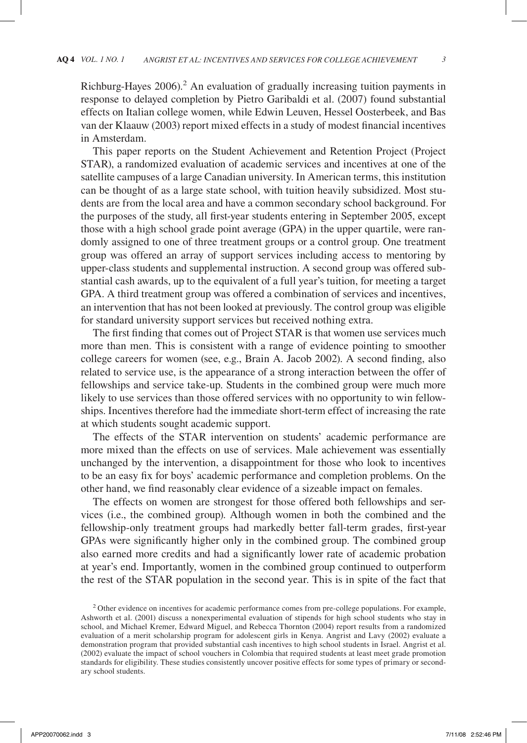Richburg-Hayes 2006).[2] An evaluation of gradually increasing tuition payments in response to delayed completion by Pietro Garibaldi et al. (2007) found substantial effects on Italian college women, while Edwin Leuven, Hessel Oosterbeek, and Bas van der Klaauw (2003) report mixed effects in a study of modest financial incentives in Amsterdam.

This paper reports on the Student Achievement and Retention Project (Project STAR), a randomized evaluation of academic services and incentives at one of the satellite campuses of a large Canadian university. In American terms, this institution can be thought of as a large state school, with tuition heavily subsidized. Most students are from the local area and have a common secondary school background. For the purposes of the study, all first-year students entering in September 2005, except those with a high school grade point average (GPA) in the upper quartile, were randomly assigned to one of three treatment groups or a control group. One treatment group was offered an array of support services including access to mentoring by upper-class students and supplemental instruction. A second group was offered substantial cash awards, up to the equivalent of a full year's tuition, for meeting a target GPA. A third treatment group was offered a combination of services and incentives, an intervention that has not been looked at previously. The control group was eligible for standard university support services but received nothing extra.

The first finding that comes out of Project STAR is that women use services much more than men. This is consistent with a range of evidence pointing to smoother college careers for women (see, e.g., Brain A. Jacob 2002). A second finding, also related to service use, is the appearance of a strong interaction between the offer of fellowships and service take-up. Students in the combined group were much more likely to use services than those offered services with no opportunity to win fellowships. Incentives therefore had the immediate short-term effect of increasing the rate at which students sought academic support.

The effects of the STAR intervention on students' academic performance are more mixed than the effects on use of services. Male achievement was essentially unchanged by the intervention, a disappointment for those who look to incentives to be an easy fix for boys' academic performance and completion problems. On the other hand, we find reasonably clear evidence of a sizeable impact on females.

The effects on women are strongest for those offered both fellowships and services (i.e., the combined group). Although women in both the combined and the fellowship-only treatment groups had markedly better fall-term grades, first-year GPAs were significantly higher only in the combined group. The combined group also earned more credits and had a significantly lower rate of academic probation at year's end. Importantly, women in the combined group continued to outperform the rest of the STAR population in the second year. This is in spite of the fact that

[2] Other evidence on incentives for academic performance comes from pre-college populations. For example, Ashworth et al. (2001) discuss a nonexperimental evaluation of stipends for high school students who stay in school, and Michael Kremer, Edward Miguel, and Rebecca Thornton (2004) report results from a randomized evaluation of a merit scholarship program for adolescent girls in Kenya. Angrist and Lavy (2002) evaluate a demonstration program that provided substantial cash incentives to high school students in Israel. Angrist et al. (2002) evaluate the impact of school vouchers in Colombia that required students at least meet grade promotion standards for eligibility. These studies consistently uncover positive effects for some types of primary or secondary school students.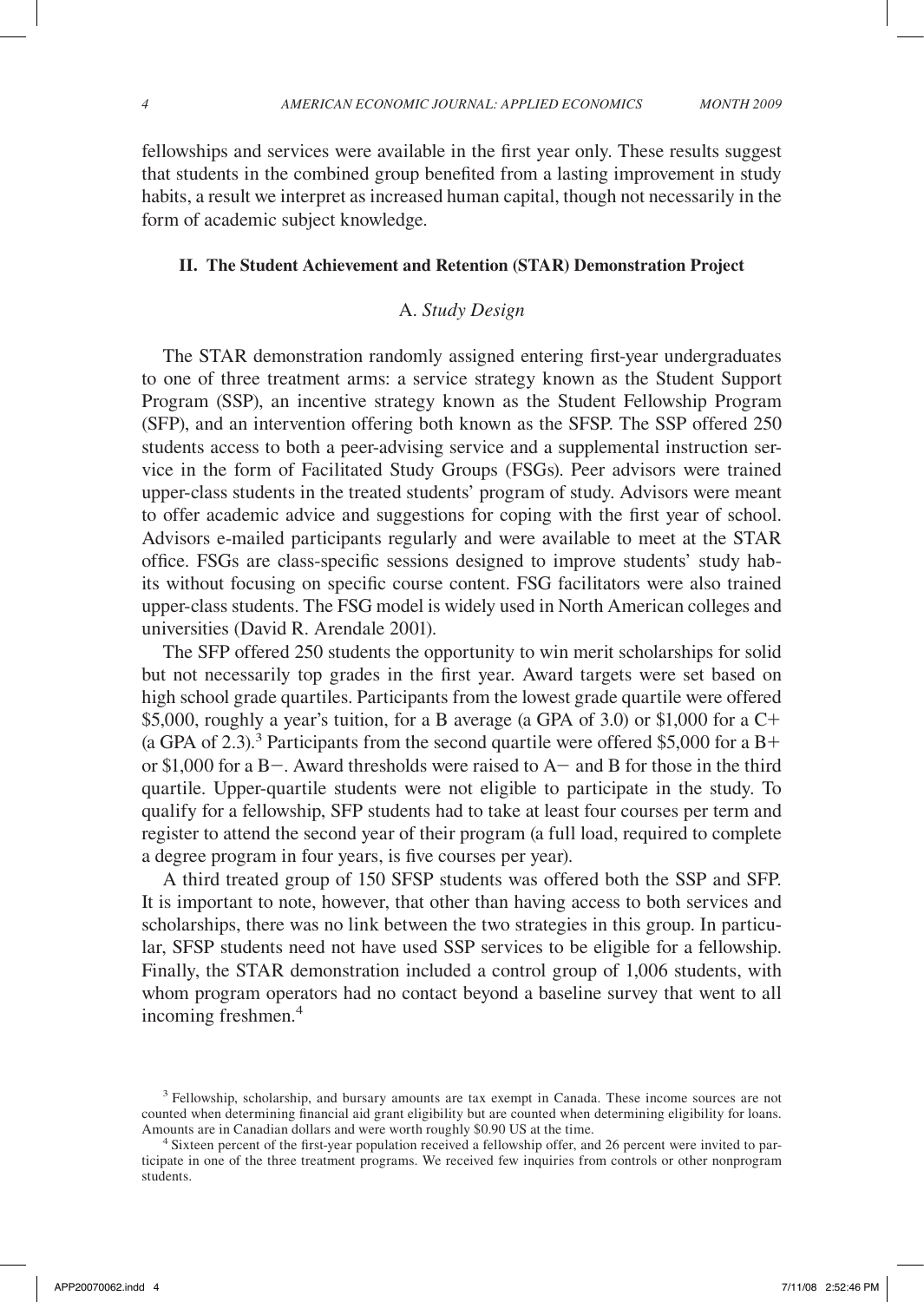fellowships and services were available in the first year only. These results suggest that students in the combined group benefited from a lasting improvement in study habits, a result we interpret as increased human capital, though not necessarily in the form of academic subject knowledge.

## II. The Student Achievement and Retention (STAR) Demonstration Project

### A. *Study Design*

The STAR demonstration randomly assigned entering first-year undergraduates to one of three treatment arms: a service strategy known as the Student Support Program (SSP), an incentive strategy known as the Student Fellowship Program (SFP), and an intervention offering both known as the SFSP. The SSP offered 250 students access to both a peer-advising service and a supplemental instruction service in the form of Facilitated Study Groups (FSGs). Peer advisors were trained upper-class students in the treated students' program of study. Advisors were meant to offer academic advice and suggestions for coping with the first year of school. Advisors e-mailed participants regularly and were available to meet at the STAR office. FSGs are class-specific sessions designed to improve students' study habits without focusing on specific course content. FSG facilitators were also trained upper-class students. The FSG model is widely used in North American colleges and universities (David R. Arendale 2001).

The SFP offered 250 students the opportunity to win merit scholarships for solid but not necessarily top grades in the first year. Award targets were set based on high school grade quartiles. Participants from the lowest grade quartile were offered \$5,000, roughly a year's tuition, for a B average (a GPA of 3.0) or \$1,000 for a C+ (a GPA of 2.3).[3] Participants from the second quartile were offered \$5,000 for a B+ or \$1,000 for a B−. Award thresholds were raised to A− and B for those in the third quartile. Upper-quartile students were not eligible to participate in the study. To qualify for a fellowship, SFP students had to take at least four courses per term and register to attend the second year of their program (a full load, required to complete a degree program in four years, is five courses per year).

A third treated group of 150 SFSP students was offered both the SSP and SFP. It is important to note, however, that other than having access to both services and scholarships, there was no link between the two strategies in this group. In particular, SFSP students need not have used SSP services to be eligible for a fellowship. Finally, the STAR demonstration included a control group of 1,006 students, with whom program operators had no contact beyond a baseline survey that went to all incoming freshmen.[4]

---

[3] Fellowship, scholarship, and bursary amounts are tax exempt in Canada. These income sources are not counted when determining financial aid grant eligibility but are counted when determining eligibility for loans. Amounts are in Canadian dollars and were worth roughly \$0.90 US at the time.

[4] Sixteen percent of the first-year population received a fellowship offer, and 26 percent were invited to participate in one of the three treatment programs. We received few inquiries from controls or other nonprogram students.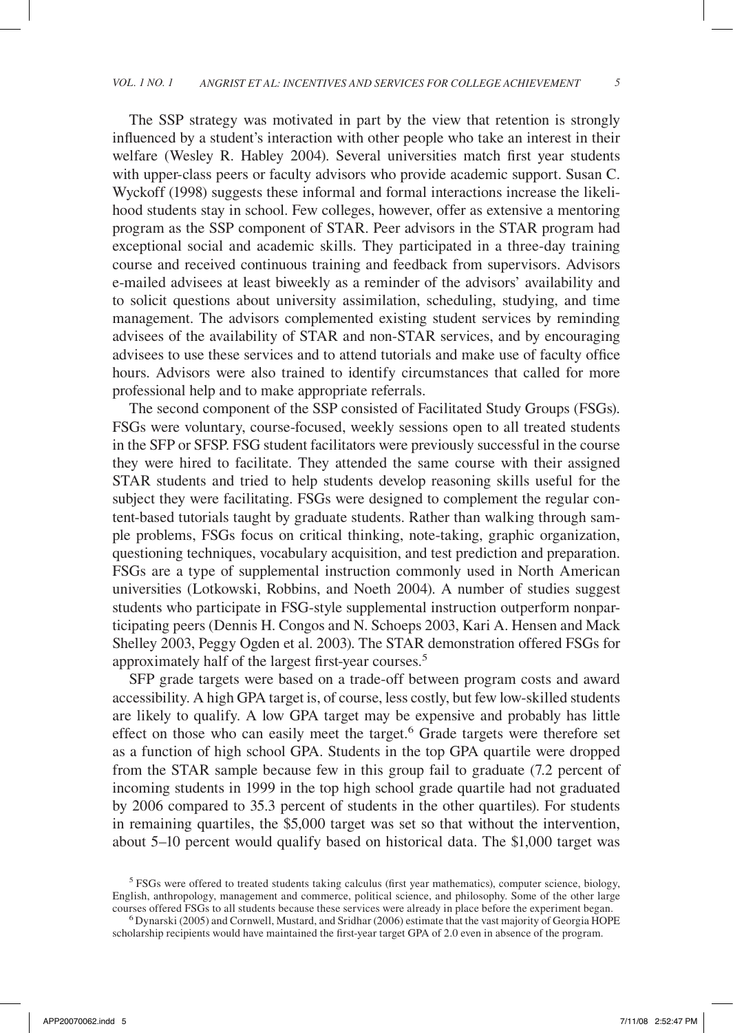The SSP strategy was motivated in part by the view that retention is strongly influenced by a student's interaction with other people who take an interest in their welfare (Wesley R. Habley 2004). Several universities match first year students with upper-class peers or faculty advisors who provide academic support. Susan C. Wyckoff (1998) suggests these informal and formal interactions increase the likelihood students stay in school. Few colleges, however, offer as extensive a mentoring program as the SSP component of STAR. Peer advisors in the STAR program had exceptional social and academic skills. They participated in a three-day training course and received continuous training and feedback from supervisors. Advisors e-mailed advisees at least biweekly as a reminder of the advisors' availability and to solicit questions about university assimilation, scheduling, studying, and time management. The advisors complemented existing student services by reminding advisees of the availability of STAR and non-STAR services, and by encouraging advisees to use these services and to attend tutorials and make use of faculty office hours. Advisors were also trained to identify circumstances that called for more professional help and to make appropriate referrals.

The second component of the SSP consisted of Facilitated Study Groups (FSGs). FSGs were voluntary, course-focused, weekly sessions open to all treated students in the SFP or SFSP. FSG student facilitators were previously successful in the course they were hired to facilitate. They attended the same course with their assigned STAR students and tried to help students develop reasoning skills useful for the subject they were facilitating. FSGs were designed to complement the regular content-based tutorials taught by graduate students. Rather than walking through sample problems, FSGs focus on critical thinking, note-taking, graphic organization, questioning techniques, vocabulary acquisition, and test prediction and preparation. FSGs are a type of supplemental instruction commonly used in North American universities (Lotkowski, Robbins, and Noeth 2004). A number of studies suggest students who participate in FSG-style supplemental instruction outperform nonparticipating peers (Dennis H. Congos and N. Schoeps 2003, Kari A. Hensen and Mack Shelley 2003, Peggy Ogden et al. 2003). The STAR demonstration offered FSGs for approximately half of the largest first-year courses.[5]

SFP grade targets were based on a trade-off between program costs and award accessibility. A high GPA target is, of course, less costly, but few low-skilled students are likely to qualify. A low GPA target may be expensive and probably has little effect on those who can easily meet the target.[6] Grade targets were therefore set as a function of high school GPA. Students in the top GPA quartile were dropped from the STAR sample because few in this group fail to graduate (7.2 percent of incoming students in 1999 in the top high school grade quartile had not graduated by 2006 compared to 35.3 percent of students in the other quartiles). For students in remaining quartiles, the \$5,000 target was set so that without the intervention, about 5–10 percent would qualify based on historical data. The \$1,000 target was

[5] FSGs were offered to treated students taking calculus (first year mathematics), computer science, biology, English, anthropology, management and commerce, political science, and philosophy. Some of the other large courses offered FSGs to all students because these services were already in place before the experiment began.

[6] Dynarski (2005) and Cornwell, Mustard, and Sridhar (2006) estimate that the vast majority of Georgia HOPE scholarship recipients would have maintained the first-year target GPA of 2.0 even in absence of the program.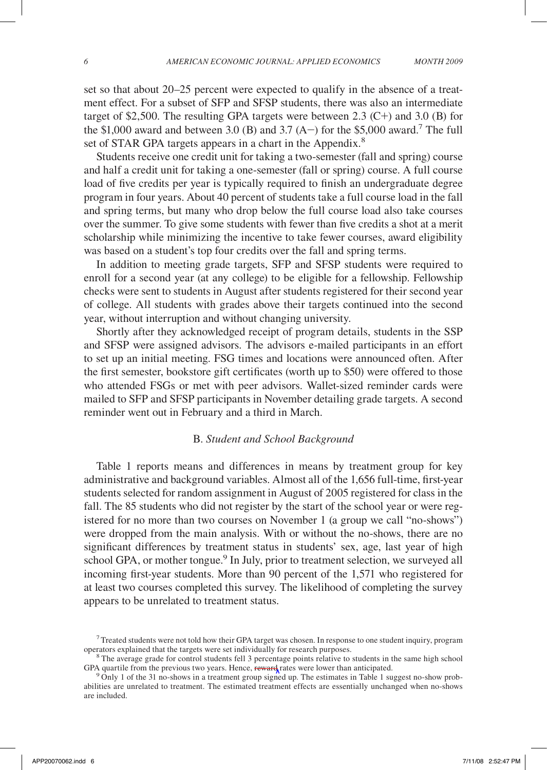set so that about 20–25 percent were expected to qualify in the absence of a treatment effect. For a subset of SFP and SFSP students, there was also an intermediate target of \$2,500. The resulting GPA targets were between 2.3 (C+) and 3.0 (B) for the \$1,000 award and between 3.0 (B) and 3.7 (A−) for the \$5,000 award.[7] The full set of STAR GPA targets appears in a chart in the Appendix.[8]

Students receive one credit unit for taking a two-semester (fall and spring) course and half a credit unit for taking a one-semester (fall or spring) course. A full course load of five credits per year is typically required to finish an undergraduate degree program in four years. About 40 percent of students take a full course load in the fall and spring terms, but many who drop below the full course load also take courses over the summer. To give some students with fewer than five credits a shot at a merit scholarship while minimizing the incentive to take fewer courses, award eligibility was based on a student's top four credits over the fall and spring terms.

In addition to meeting grade targets, SFP and SFSP students were required to enroll for a second year (at any college) to be eligible for a fellowship. Fellowship checks were sent to students in August after students registered for their second year of college. All students with grades above their targets continued into the second year, without interruption and without changing university.

Shortly after they acknowledged receipt of program details, students in the SSP and SFSP were assigned advisors. The advisors e-mailed participants in an effort to set up an initial meeting. FSG times and locations were announced often. After the first semester, bookstore gift certificates (worth up to \$50) were offered to those who attended FSGs or met with peer advisors. Wallet-sized reminder cards were mailed to SFP and SFSP participants in November detailing grade targets. A second reminder went out in February and a third in March.

### B. *Student and School Background*

Table 1 reports means and differences in means by treatment group for key administrative and background variables. Almost all of the 1,656 full-time, first-year students selected for random assignment in August of 2005 registered for class in the fall. The 85 students who did not register by the start of the school year or were registered for no more than two courses on November 1 (a group we call "no-shows") were dropped from the main analysis. With or without the no-shows, there are no significant differences by treatment status in students' sex, age, last year of high school GPA, or mother tongue.[9] In July, prior to treatment selection, we surveyed all incoming first-year students. More than 90 percent of the 1,571 who registered for at least two courses completed this survey. The likelihood of completing the survey appears to be unrelated to treatment status.

---

[7] Treated students were not told how their GPA target was chosen. In response to one student inquiry, program operators explained that the targets were set individually for research purposes.

[8] The average grade for control students fell 3 percentage points relative to students in the same high school GPA quartile from the previous two years. Hence, reward rates were lower than anticipated.

[9] Only 1 of the 31 no-shows in a treatment group signed up. The estimates in Table 1 suggest no-show probabilities are unrelated to treatment. The estimated treatment effects are essentially unchanged when no-shows are included.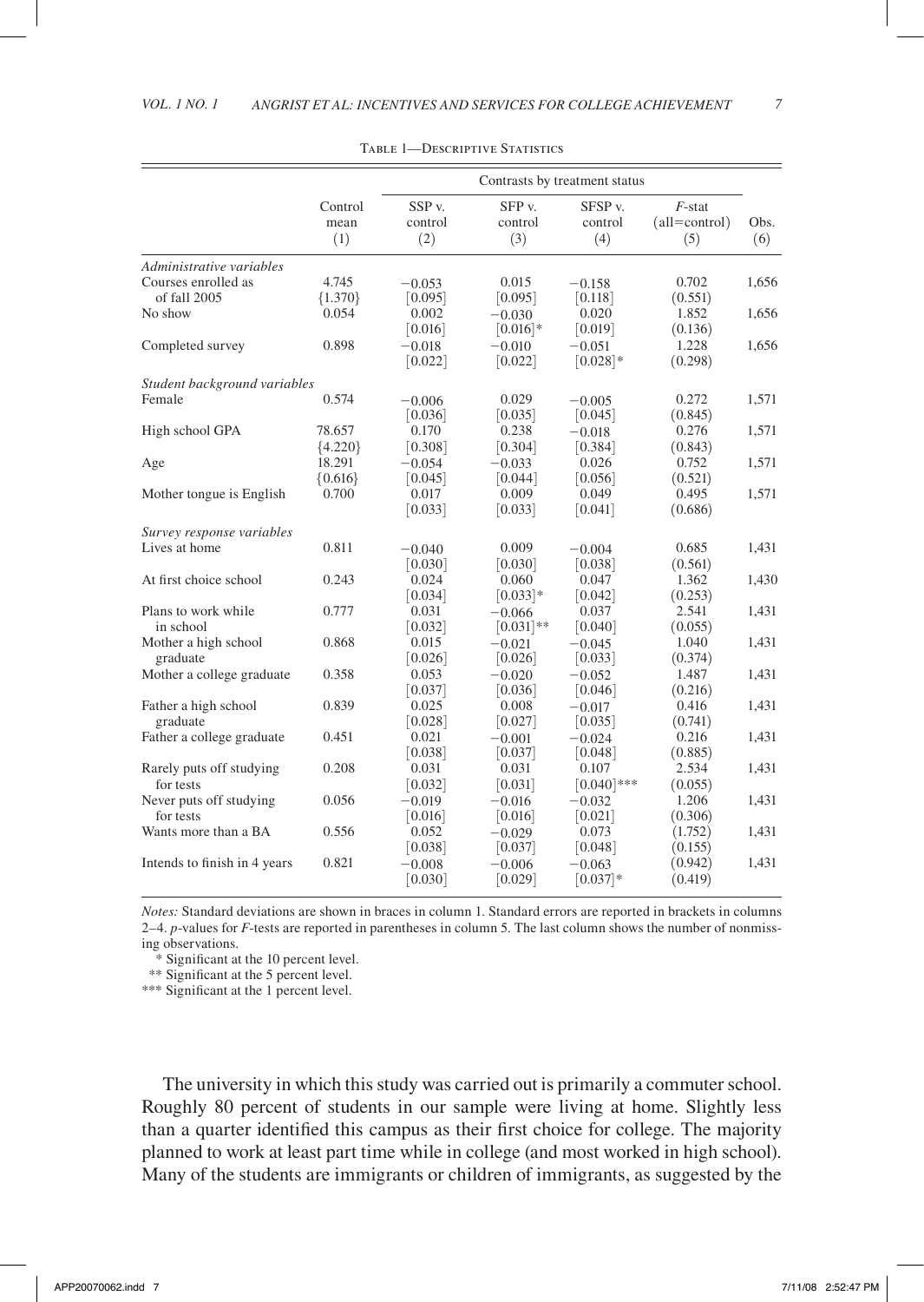TABLE 1—DESCRIPTIVE STATISTICS

| | Control mean (1) | Contrasts by treatment status: SSP v. control (2) | SFP v. control (3) | SFSP v. control (4) | *F*-stat (all=control) (5) | Obs. (6) |
|---|---|---|---|---|---|---|
| *Administrative variables* | | | | | | |
| Courses enrolled as of fall 2005 | 4.745 | −0.053 | 0.015 | −0.158 | 0.702 | 1,656 |
| | {1.370} | [0.095] | [0.095] | [0.118] | (0.551) | |
| No show | 0.054 | 0.002 | −0.030 | 0.020 | 1.852 | 1,656 |
| | | [0.016] | [0.016]* | [0.019] | (0.136) | |
| Completed survey | 0.898 | −0.018 | −0.010 | −0.051 | 1.228 | 1,656 |
| | | [0.022] | [0.022] | [0.028]* | (0.298) | |
| *Student background variables* | | | | | | |
| Female | 0.574 | −0.006 | 0.029 | −0.005 | 0.272 | 1,571 |
| | | [0.036] | [0.035] | [0.045] | (0.845) | |
| High school GPA | 78.657 | 0.170 | 0.238 | −0.018 | 0.276 | 1,571 |
| | {4.220} | [0.308] | [0.304] | [0.384] | (0.843) | |
| Age | 18.291 | −0.054 | −0.033 | 0.026 | 0.752 | 1,571 |
| | {0.616} | [0.045] | [0.044] | [0.056] | (0.521) | |
| Mother tongue is English | 0.700 | 0.017 | 0.009 | 0.049 | 0.495 | 1,571 |
| | | [0.033] | [0.033] | [0.041] | (0.686) | |
| *Survey response variables* | | | | | | |
| Lives at home | 0.811 | −0.040 | 0.009 | −0.004 | 0.685 | 1,431 |
| | | [0.030] | [0.030] | [0.038] | (0.561) | |
| At first choice school | 0.243 | 0.024 | 0.060 | 0.047 | 1.362 | 1,430 |
| | | [0.034] | [0.033]* | [0.042] | (0.253) | |
| Plans to work while in school | 0.777 | −0.066 | −0.066 | 0.037 | 2.541 | 1,431 |
| | | [0.032] | [0.031]** | [0.040] | (0.055) | |
| Mother a high school graduate | 0.868 | 0.015 | −0.021 | −0.045 | 1.040 | 1,431 |
| | | [0.026] | [0.026] | [0.033] | (0.374) | |
| Mother a college graduate | 0.358 | 0.053 | −0.020 | −0.052 | 1.487 | 1,431 |
| | | [0.037] | [0.036] | [0.046] | (0.216) | |
| Father a high school graduate | 0.839 | 0.025 | 0.008 | −0.017 | 0.416 | 1,431 |
| | | [0.028] | [0.027] | [0.035] | (0.741) | |
| Father a college graduate | 0.451 | 0.021 | −0.001 | −0.024 | 0.216 | 1,431 |
| | | [0.038] | [0.037] | [0.048] | (0.885) | |
| Rarely puts off studying for tests | 0.208 | 0.031 | 0.031 | 0.107 | 2.534 | 1,431 |
| | | [0.032] | [0.031] | [0.040]*** | (0.055) | |
| Never puts off studying for tests | 0.056 | −0.019 | −0.016 | −0.032 | 1.206 | 1,431 |
| | | [0.016] | [0.016] | [0.021] | (0.306) | |
| Wants more than a BA | 0.556 | 0.052 | −0.029 | 0.073 | (1.752) | 1,431 |
| | | [0.038] | [0.037] | [0.048] | (0.155) | |
| Intends to finish in 4 years | 0.821 | −0.008 | −0.006 | −0.063 | (0.942) | 1,431 |
| | | [0.030] | [0.029] | [0.037]* | (0.419) | |

*Notes:* Standard deviations are shown in braces in column 1. Standard errors are reported in brackets in columns 2–4. *p*-values for *F*-tests are reported in parentheses in column 5. The last column shows the number of nonmissing observations.

\* Significant at the 10 percent level.

\*\* Significant at the 5 percent level.

\*\*\* Significant at the 1 percent level.

The university in which this study was carried out is primarily a commuter school. Roughly 80 percent of students in our sample were living at home. Slightly less than a quarter identified this campus as their first choice for college. The majority planned to work at least part time while in college (and most worked in high school). Many of the students are immigrants or children of immigrants, as suggested by the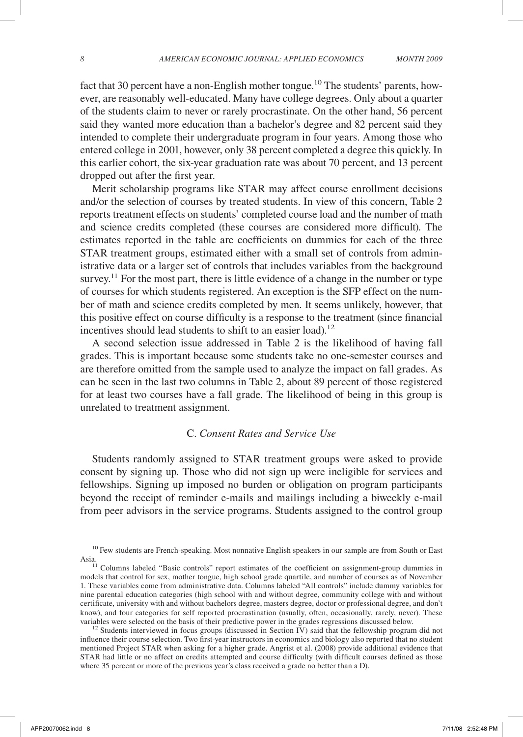fact that 30 percent have a non-English mother tongue.[10] The students' parents, however, are reasonably well-educated. Many have college degrees. Only about a quarter of the students claim to never or rarely procrastinate. On the other hand, 56 percent said they wanted more education than a bachelor's degree and 82 percent said they intended to complete their undergraduate program in four years. Among those who entered college in 2001, however, only 38 percent completed a degree this quickly. In this earlier cohort, the six-year graduation rate was about 70 percent, and 13 percent dropped out after the first year.

Merit scholarship programs like STAR may affect course enrollment decisions and/or the selection of courses by treated students. In view of this concern, Table 2 reports treatment effects on students' completed course load and the number of math and science credits completed (these courses are considered more difficult). The estimates reported in the table are coefficients on dummies for each of the three STAR treatment groups, estimated either with a small set of controls from administrative data or a larger set of controls that includes variables from the background survey.[11] For the most part, there is little evidence of a change in the number or type of courses for which students registered. An exception is the SFP effect on the number of math and science credits completed by men. It seems unlikely, however, that this positive effect on course difficulty is a response to the treatment (since financial incentives should lead students to shift to an easier load).[12]

A second selection issue addressed in Table 2 is the likelihood of having fall grades. This is important because some students take no one-semester courses and are therefore omitted from the sample used to analyze the impact on fall grades. As can be seen in the last two columns in Table 2, about 89 percent of those registered for at least two courses have a fall grade. The likelihood of being in this group is unrelated to treatment assignment.

### C. *Consent Rates and Service Use*

Students randomly assigned to STAR treatment groups were asked to provide consent by signing up. Those who did not sign up were ineligible for services and fellowships. Signing up imposed no burden or obligation on program participants beyond the receipt of reminder e-mails and mailings including a biweekly e-mail from peer advisors in the service programs. Students assigned to the control group

[10] Few students are French-speaking. Most nonnative English speakers in our sample are from South or East Asia.

[11] Columns labeled "Basic controls" report estimates of the coefficient on assignment-group dummies in models that control for sex, mother tongue, high school grade quartile, and number of courses as of November 1. These variables come from administrative data. Columns labeled "All controls" include dummy variables for nine parental education categories (high school with and without degree, community college with and without certificate, university with and without bachelors degree, masters degree, doctor or professional degree, and don't know), and four categories for self reported procrastination (usually, often, occasionally, rarely, never). These variables were selected on the basis of their predictive power in the grades regressions discussed below.

[12] Students interviewed in focus groups (discussed in Section IV) said that the fellowship program did not influence their course selection. Two first-year instructors in economics and biology also reported that no student mentioned Project STAR when asking for a higher grade. Angrist et al. (2008) provide additional evidence that STAR had little or no affect on credits attempted and course difficulty (with difficult courses defined as those where 35 percent or more of the previous year's class received a grade no better than a D).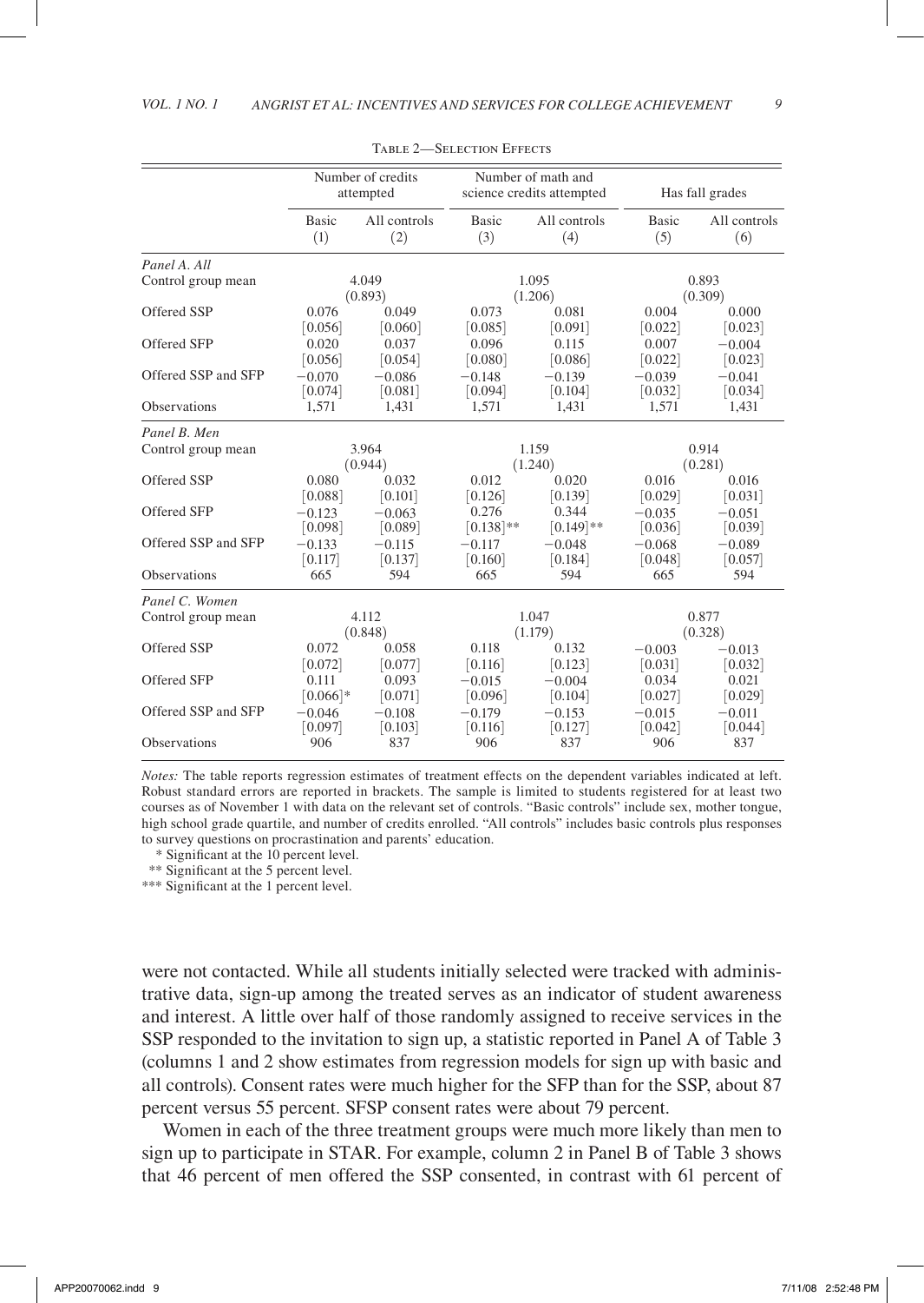Table 2—Selection Effects

| | Number of credits attempted | | Number of math and science credits attempted | | Has fall grades | |
|---|---|---|---|---|---|---|
| | Basic (1) | All controls (2) | Basic (3) | All controls (4) | Basic (5) | All controls (6) |
| *Panel A. All* | | | | | | |
| Control group mean | 4.049 (0.893) | | 1.095 (1.206) | | 0.893 (0.309) | |
| Offered SSP | 0.076 | 0.049 | 0.073 | 0.081 | 0.004 | 0.000 |
| | [0.056] | [0.060] | [0.085] | [0.091] | [0.022] | [0.023] |
| Offered SFP | 0.020 | 0.037 | 0.096 | 0.115 | 0.007 | −0.004 |
| | [0.056] | [0.054] | [0.080] | [0.086] | [0.022] | [0.023] |
| Offered SSP and SFP | −0.070 | −0.086 | −0.148 | −0.139 | −0.039 | −0.041 |
| | [0.074] | [0.081] | [0.094] | [0.104] | [0.032] | [0.034] |
| Observations | 1,571 | 1,431 | 1,571 | 1,431 | 1,571 | 1,431 |
| *Panel B. Men* | | | | | | |
| Control group mean | 3.964 (0.944) | | 1.159 (1.240) | | 0.914 (0.281) | |
| Offered SSP | 0.080 | 0.032 | 0.012 | 0.020 | 0.016 | 0.016 |
| | [0.088] | [0.101] | [0.126] | [0.139] | [0.029] | [0.031] |
| Offered SFP | −0.123 | −0.063 | 0.276 | 0.344 | −0.035 | −0.051 |
| | [0.098] | [0.089] | [0.138]** | [0.149]** | [0.036] | [0.039] |
| Offered SSP and SFP | −0.133 | −0.115 | −0.117 | −0.048 | −0.068 | −0.089 |
| | [0.117] | [0.137] | [0.160] | [0.184] | [0.048] | [0.057] |
| Observations | 665 | 594 | 665 | 594 | 665 | 594 |
| *Panel C. Women* | | | | | | |
| Control group mean | 4.112 (0.848) | | 1.047 (1.179) | | 0.877 (0.328) | |
| Offered SSP | 0.072 | 0.058 | 0.118 | 0.132 | −0.003 | −0.013 |
| | [0.072] | [0.077] | [0.116] | [0.123] | [0.031] | [0.032] |
| Offered SFP | 0.111 | 0.093 | −0.015 | −0.004 | 0.034 | 0.021 |
| | [0.066]* | [0.071] | [0.096] | [0.104] | [0.027] | [0.029] |
| Offered SSP and SFP | −0.046 | −0.108 | −0.179 | −0.153 | −0.015 | −0.011 |
| | [0.097] | [0.103] | [0.116] | [0.127] | [0.042] | [0.044] |
| Observations | 906 | 837 | 906 | 837 | 906 | 837 |

*Notes:* The table reports regression estimates of treatment effects on the dependent variables indicated at left. Robust standard errors are reported in brackets. The sample is limited to students registered for at least two courses as of November 1 with data on the relevant set of controls. "Basic controls" include sex, mother tongue, high school grade quartile, and number of credits enrolled. "All controls" includes basic controls plus responses to survey questions on procrastination and parents' education.

\* Significant at the 10 percent level.

** Significant at the 5 percent level.

*** Significant at the 1 percent level.

were not contacted. While all students initially selected were tracked with administrative data, sign-up among the treated serves as an indicator of student awareness and interest. A little over half of those randomly assigned to receive services in the SSP responded to the invitation to sign up, a statistic reported in Panel A of Table 3 (columns 1 and 2 show estimates from regression models for sign up with basic and all controls). Consent rates were much higher for the SFP than for the SSP, about 87 percent versus 55 percent. SFSP consent rates were about 79 percent.

Women in each of the three treatment groups were much more likely than men to sign up to participate in STAR. For example, column 2 in Panel B of Table 3 shows that 46 percent of men offered the SSP consented, in contrast with 61 percent of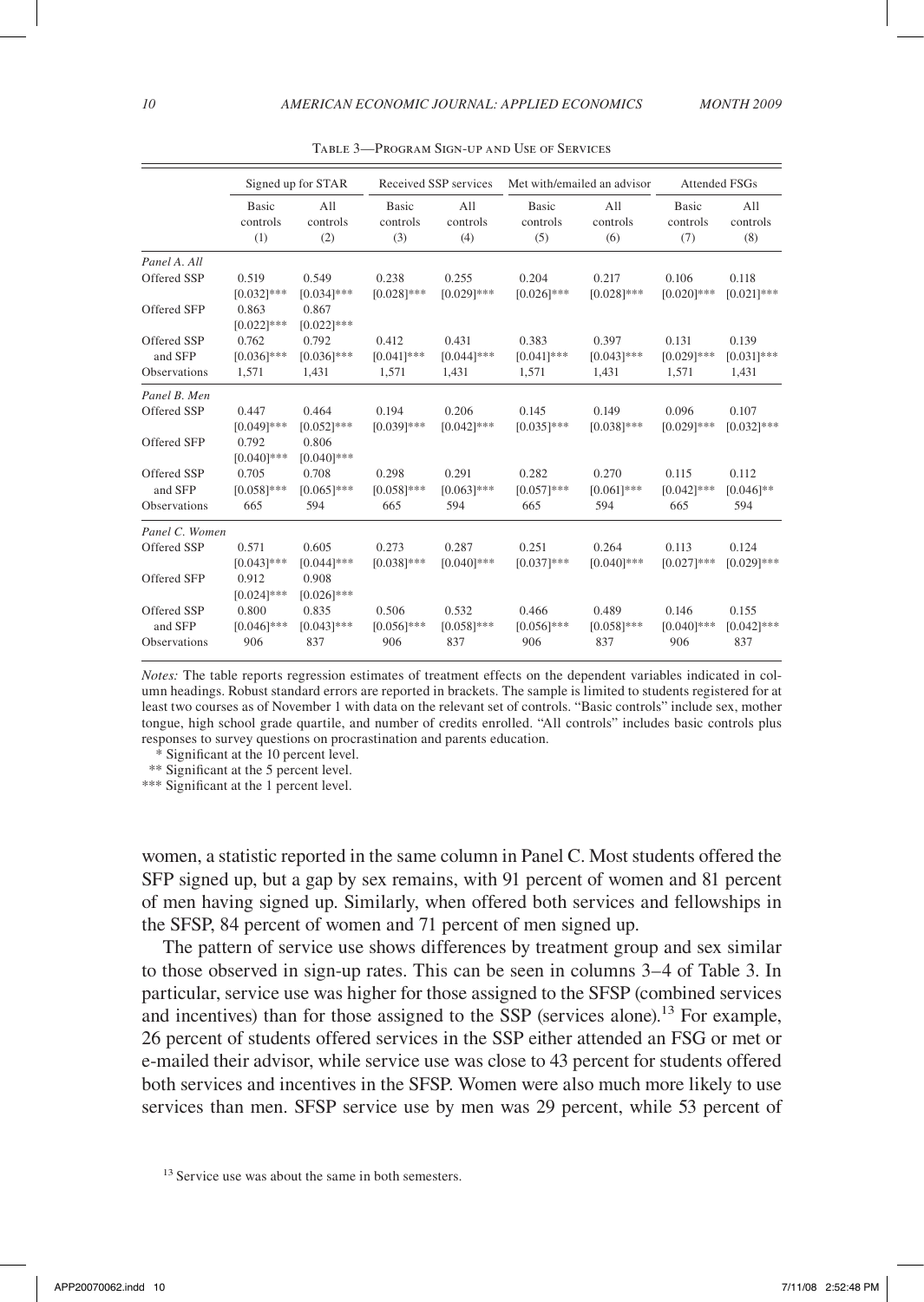Table 3—Program Sign-up and Use of Services

| | Signed up for STAR | | Received SSP services | | Met with/emailed an advisor | | Attended FSGs | |
|---|---|---|---|---|---|---|---|---|
| | Basic controls (1) | All controls (2) | Basic controls (3) | All controls (4) | Basic controls (5) | All controls (6) | Basic controls (7) | All controls (8) |
| *Panel A. All* | | | | | | | | |
| Offered SSP | 0.519 | 0.549 | 0.238 | 0.255 | 0.204 | 0.217 | 0.106 | 0.118 |
| | [0.032]*** | [0.034]*** | [0.028]*** | [0.029]*** | [0.026]*** | [0.028]*** | [0.020]*** | [0.021]*** |
| Offered SFP | 0.863 | 0.867 | | | | | | |
| | [0.022]*** | [0.022]*** | | | | | | |
| Offered SSP and SFP | 0.762 | 0.792 | 0.412 | 0.431 | 0.383 | 0.397 | 0.131 | 0.139 |
| | [0.036]*** | [0.036]*** | [0.041]*** | [0.044]*** | [0.041]*** | [0.043]*** | [0.029]*** | [0.031]*** |
| Observations | 1,571 | 1,431 | 1,571 | 1,431 | 1,571 | 1,431 | 1,571 | 1,431 |
| *Panel B. Men* | | | | | | | | |
| Offered SSP | 0.447 | 0.464 | 0.194 | 0.206 | 0.145 | 0.149 | 0.096 | 0.107 |
| | [0.049]*** | [0.052]*** | [0.039]*** | [0.042]*** | [0.035]*** | [0.038]*** | [0.029]*** | [0.032]*** |
| Offered SFP | 0.792 | 0.806 | | | | | | |
| | [0.040]*** | [0.040]*** | | | | | | |
| Offered SSP and SFP | 0.705 | 0.708 | 0.298 | 0.291 | 0.282 | 0.270 | 0.115 | 0.112 |
| | [0.058]*** | [0.065]*** | [0.058]*** | [0.063]*** | [0.057]*** | [0.061]*** | [0.042]*** | [0.046]** |
| Observations | 665 | 594 | 665 | 594 | 665 | 594 | 665 | 594 |
| *Panel C. Women* | | | | | | | | |
| Offered SSP | 0.571 | 0.605 | 0.273 | 0.287 | 0.251 | 0.264 | 0.113 | 0.124 |
| | [0.043]*** | [0.044]*** | [0.038]*** | [0.040]*** | [0.037]*** | [0.040]*** | [0.027]*** | [0.029]*** |
| Offered SFP | 0.912 | 0.908 | | | | | | |
| | [0.024]*** | [0.026]*** | | | | | | |
| Offered SSP and SFP | 0.800 | 0.835 | 0.506 | 0.532 | 0.466 | 0.489 | 0.146 | 0.155 |
| | [0.046]*** | [0.043]*** | [0.056]*** | [0.058]*** | [0.056]*** | [0.058]*** | [0.040]*** | [0.042]*** |
| Observations | 906 | 837 | 906 | 837 | 906 | 837 | 906 | 837 |

*Notes:* The table reports regression estimates of treatment effects on the dependent variables indicated in column headings. Robust standard errors are reported in brackets. The sample is limited to students registered for at least two courses as of November 1 with data on the relevant set of controls. "Basic controls" include sex, mother tongue, high school grade quartile, and number of credits enrolled. "All controls" includes basic controls plus responses to survey questions on procrastination and parents education.

\* Significant at the 10 percent level.

\*\* Significant at the 5 percent level.

\*\*\* Significant at the 1 percent level.

women, a statistic reported in the same column in Panel C. Most students offered the SFP signed up, but a gap by sex remains, with 91 percent of women and 81 percent of men having signed up. Similarly, when offered both services and fellowships in the SFSP, 84 percent of women and 71 percent of men signed up.

The pattern of service use shows differences by treatment group and sex similar to those observed in sign-up rates. This can be seen in columns 3–4 of Table 3. In particular, service use was higher for those assigned to the SFSP (combined services and incentives) than for those assigned to the SSP (services alone).[13] For example, 26 percent of students offered services in the SSP either attended an FSG or met or e-mailed their advisor, while service use was close to 43 percent for students offered both services and incentives in the SFSP. Women were also much more likely to use services than men. SFSP service use by men was 29 percent, while 53 percent of

[13] Service use was about the same in both semesters.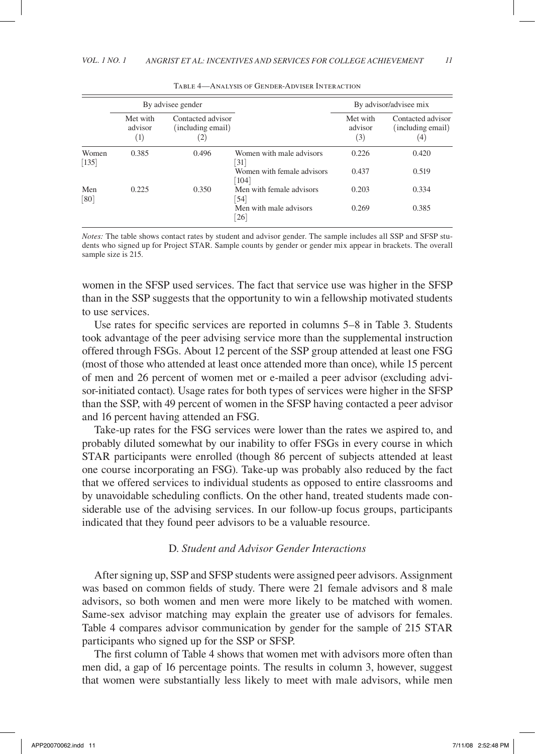Table 4—Analysis of Gender-Adviser Interaction

| | By advisee gender | | | By advisor/advisee mix | |
|---|---|---|---|---|---|
| | Met with advisor (1) | Contacted advisor (including email) (2) | | Met with advisor (3) | Contacted advisor (including email) (4) |
| Women [135] | 0.385 | 0.496 | Women with male advisors [31] | 0.226 | 0.420 |
| | | | Women with female advisors [104] | 0.437 | 0.519 |
| Men [80] | 0.225 | 0.350 | Men with female advisors [54] | 0.203 | 0.334 |
| | | | Men with male advisors [26] | 0.269 | 0.385 |

*Notes:* The table shows contact rates by student and advisor gender. The sample includes all SSP and SFSP students who signed up for Project STAR. Sample counts by gender or gender mix appear in brackets. The overall sample size is 215.

women in the SFSP used services. The fact that service use was higher in the SFSP than in the SSP suggests that the opportunity to win a fellowship motivated students to use services.

Use rates for specific services are reported in columns 5–8 in Table 3. Students took advantage of the peer advising service more than the supplemental instruction offered through FSGs. About 12 percent of the SSP group attended at least one FSG (most of those who attended at least once attended more than once), while 15 percent of men and 26 percent of women met or e-mailed a peer advisor (excluding advisor-initiated contact). Usage rates for both types of services were higher in the SFSP than the SSP, with 49 percent of women in the SFSP having contacted a peer advisor and 16 percent having attended an FSG.

Take-up rates for the FSG services were lower than the rates we aspired to, and probably diluted somewhat by our inability to offer FSGs in every course in which STAR participants were enrolled (though 86 percent of subjects attended at least one course incorporating an FSG). Take-up was probably also reduced by the fact that we offered services to individual students as opposed to entire classrooms and by unavoidable scheduling conflicts. On the other hand, treated students made considerable use of the advising services. In our follow-up focus groups, participants indicated that they found peer advisors to be a valuable resource.

### D. *Student and Advisor Gender Interactions*

After signing up, SSP and SFSP students were assigned peer advisors. Assignment was based on common fields of study. There were 21 female advisors and 8 male advisors, so both women and men were more likely to be matched with women. Same-sex advisor matching may explain the greater use of advisors for females. Table 4 compares advisor communication by gender for the sample of 215 STAR participants who signed up for the SSP or SFSP.

The first column of Table 4 shows that women met with advisors more often than men did, a gap of 16 percentage points. The results in column 3, however, suggest that women were substantially less likely to meet with male advisors, while men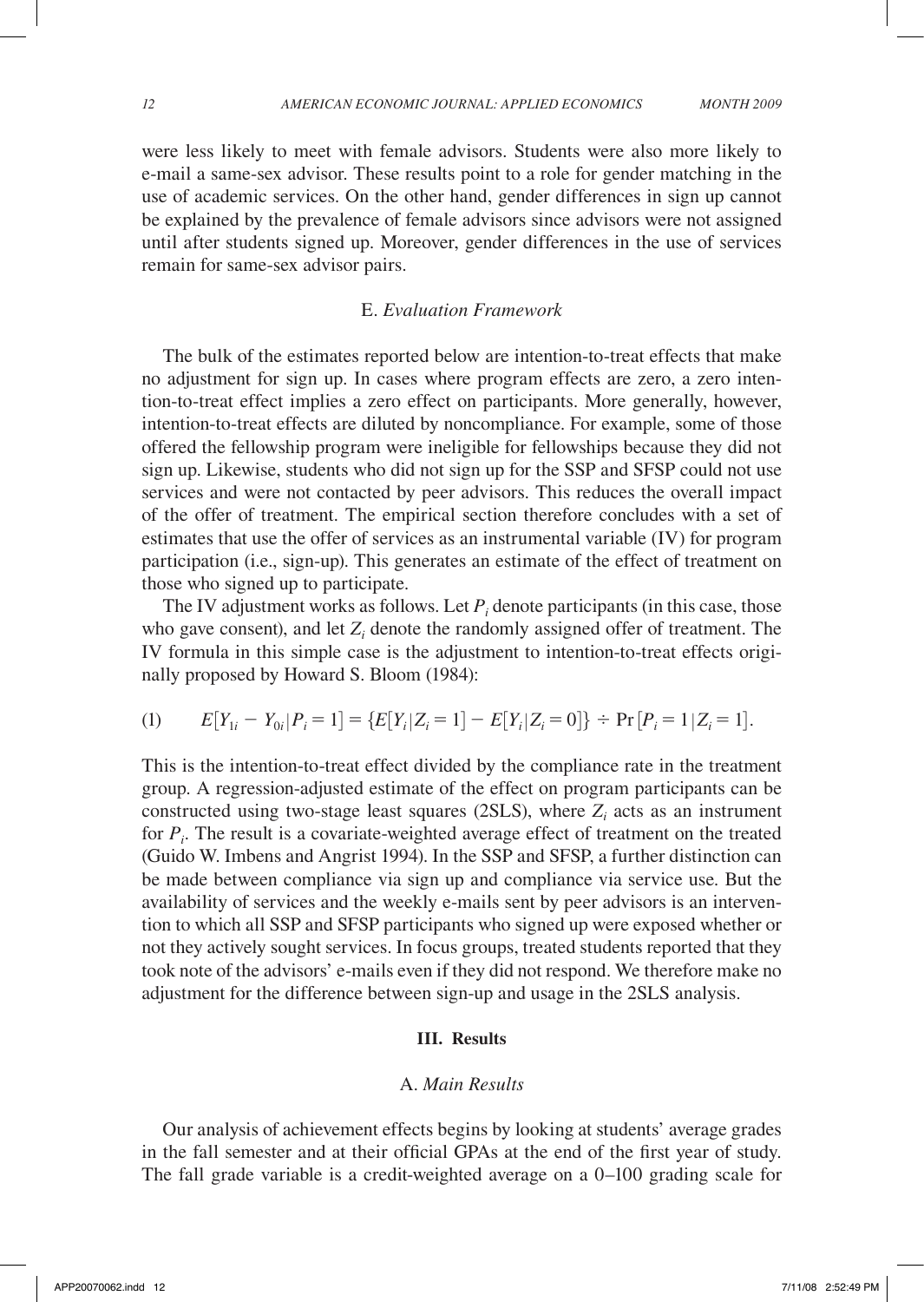were less likely to meet with female advisors. Students were also more likely to e-mail a same-sex advisor. These results point to a role for gender matching in the use of academic services. On the other hand, gender differences in sign up cannot be explained by the prevalence of female advisors since advisors were not assigned until after students signed up. Moreover, gender differences in the use of services remain for same-sex advisor pairs.

### E. *Evaluation Framework*

The bulk of the estimates reported below are intention-to-treat effects that make no adjustment for sign up. In cases where program effects are zero, a zero intention-to-treat effect implies a zero effect on participants. More generally, however, intention-to-treat effects are diluted by noncompliance. For example, some of those offered the fellowship program were ineligible for fellowships because they did not sign up. Likewise, students who did not sign up for the SSP and SFSP could not use services and were not contacted by peer advisors. This reduces the overall impact of the offer of treatment. The empirical section therefore concludes with a set of estimates that use the offer of services as an instrumental variable (IV) for program participation (i.e., sign-up). This generates an estimate of the effect of treatment on those who signed up to participate.

The IV adjustment works as follows. Let $P_i$ denote participants (in this case, those who gave consent), and let $Z_i$ denote the randomly assigned offer of treatment. The IV formula in this simple case is the adjustment to intention-to-treat effects originally proposed by Howard S. Bloom (1984):

$$(1) \qquad E[Y_{1i} - Y_{0i} | P_i = 1] = \{E[Y_i | Z_i = 1] - E[Y_i | Z_i = 0]\} \div \Pr[P_i = 1 | Z_i = 1].$$

This is the intention-to-treat effect divided by the compliance rate in the treatment group. A regression-adjusted estimate of the effect on program participants can be constructed using two-stage least squares (2SLS), where $Z_i$ acts as an instrument for $P_i$. The result is a covariate-weighted average effect of treatment on the treated (Guido W. Imbens and Angrist 1994). In the SSP and SFSP, a further distinction can be made between compliance via sign up and compliance via service use. But the availability of services and the weekly e-mails sent by peer advisors is an intervention to which all SSP and SFSP participants who signed up were exposed whether or not they actively sought services. In focus groups, treated students reported that they took note of the advisors' e-mails even if they did not respond. We therefore make no adjustment for the difference between sign-up and usage in the 2SLS analysis.

## III. Results

### A. *Main Results*

Our analysis of achievement effects begins by looking at students' average grades in the fall semester and at their official GPAs at the end of the first year of study. The fall grade variable is a credit-weighted average on a 0–100 grading scale for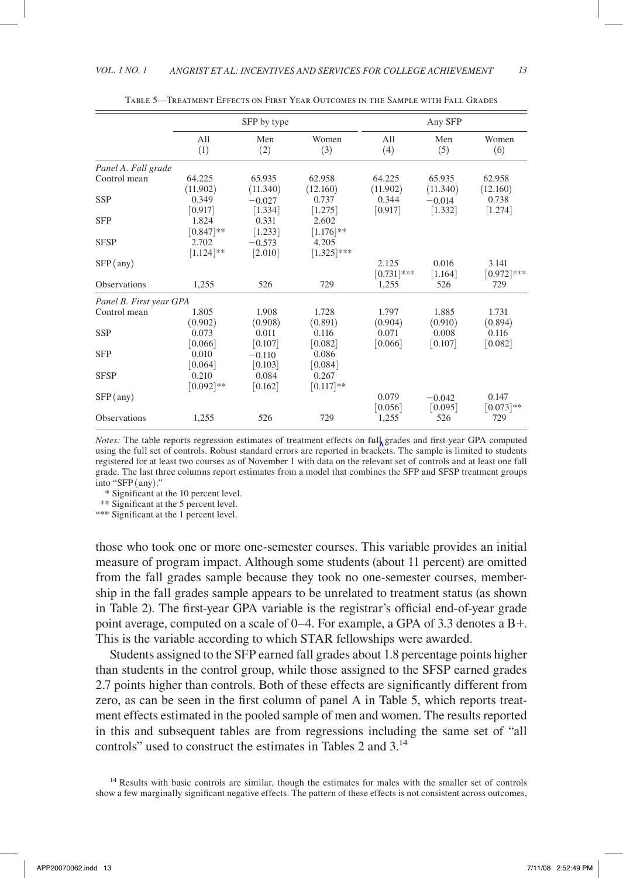Table 5—Treatment Effects on First Year Outcomes in the Sample with Fall Grades

| | SFP by type | | | Any SFP | | |
|---|---|---|---|---|---|---|
| | All (1) | Men (2) | Women (3) | All (4) | Men (5) | Women (6) |
| *Panel A. Fall grade* | | | | | | |
| Control mean | 64.225 | 65.935 | 62.958 | 64.225 | 65.935 | 62.958 |
| | (11.902) | (11.340) | (12.160) | (11.902) | (11.340) | (12.160) |
| SSP | 0.349 | −0.027 | 0.737 | 0.344 | −0.014 | 0.738 |
| | [0.917] | [1.334] | [1.275] | [0.917] | [1.332] | [1.274] |
| SFP | 1.824 | 0.331 | 2.602 | | | |
| | [0.847]** | [1.233] | [1.176]** | | | |
| SFSP | 2.702 | −0.573 | 4.205 | | | |
| | [1.124]** | [2.010] | [1.325]*** | | | |
| SFP (any) | | | | 2.125 | 0.016 | 3.141 |
| | | | | [0.731]*** | [1.164] | [0.972]*** |
| Observations | 1,255 | 526 | 729 | 1,255 | 526 | 729 |
| *Panel B. First year GPA* | | | | | | |
| Control mean | 1.805 | 1.908 | 1.728 | 1.797 | 1.885 | 1.731 |
| | (0.902) | (0.908) | (0.891) | (0.904) | (0.910) | (0.894) |
| SSP | 0.073 | 0.011 | 0.116 | 0.071 | 0.008 | 0.116 |
| | [0.066] | [0.107] | [0.082] | [0.066] | [0.107] | [0.082] |
| SFP | 0.010 | −0.110 | 0.086 | | | |
| | [0.064] | [0.103] | [0.084] | | | |
| SFSP | 0.210 | 0.084 | 0.267 | | | |
| | [0.092]** | [0.162] | [0.117]** | | | |
| SFP (any) | | | | 0.079 | −0.042 | 0.147 |
| | | | | [0.056] | [0.095] | [0.073]** |
| Observations | 1,255 | 526 | 729 | 1,255 | 526 | 729 |

*Notes:* The table reports regression estimates of treatment effects on ~~full~~ grades and first-year GPA computed using the full set of controls. Robust standard errors are reported in brackets. The sample is limited to students registered for at least two courses as of November 1 with data on the relevant set of controls and at least one fall grade. The last three columns report estimates from a model that combines the SFP and SFSP treatment groups into "SFP (any)."

\* Significant at the 10 percent level.
\*\* Significant at the 5 percent level.
\*\*\* Significant at the 1 percent level.

those who took one or more one-semester courses. This variable provides an initial measure of program impact. Although some students (about 11 percent) are omitted from the fall grades sample because they took no one-semester courses, membership in the fall grades sample appears to be unrelated to treatment status (as shown in Table 2). The first-year GPA variable is the registrar's official end-of-year grade point average, computed on a scale of 0–4. For example, a GPA of 3.3 denotes a B+. This is the variable according to which STAR fellowships were awarded.

Students assigned to the SFP earned fall grades about 1.8 percentage points higher than students in the control group, while those assigned to the SFSP earned grades 2.7 points higher than controls. Both of these effects are significantly different from zero, as can be seen in the first column of panel A in Table 5, which reports treatment effects estimated in the pooled sample of men and women. The results reported in this and subsequent tables are from regressions including the same set of "all controls" used to construct the estimates in Tables 2 and 3.[14]

[14] Results with basic controls are similar, though the estimates for males with the smaller set of controls show a few marginally significant negative effects. The pattern of these effects is not consistent across outcomes,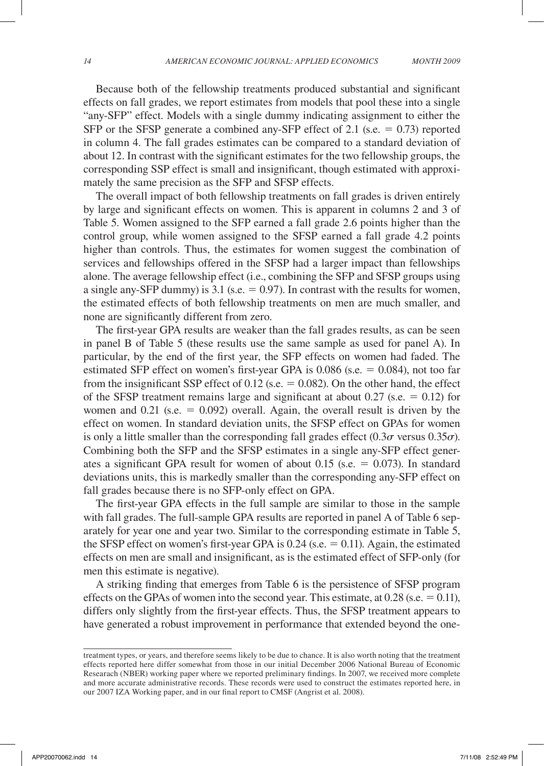Because both of the fellowship treatments produced substantial and significant effects on fall grades, we report estimates from models that pool these into a single "any-SFP" effect. Models with a single dummy indicating assignment to either the SFP or the SFSP generate a combined any-SFP effect of 2.1 (s.e. = 0.73) reported in column 4. The fall grades estimates can be compared to a standard deviation of about 12. In contrast with the significant estimates for the two fellowship groups, the corresponding SSP effect is small and insignificant, though estimated with approximately the same precision as the SFP and SFSP effects.

The overall impact of both fellowship treatments on fall grades is driven entirely by large and significant effects on women. This is apparent in columns 2 and 3 of Table 5. Women assigned to the SFP earned a fall grade 2.6 points higher than the control group, while women assigned to the SFSP earned a fall grade 4.2 points higher than controls. Thus, the estimates for women suggest the combination of services and fellowships offered in the SFSP had a larger impact than fellowships alone. The average fellowship effect (i.e., combining the SFP and SFSP groups using a single any-SFP dummy) is 3.1 (s.e. = 0.97). In contrast with the results for women, the estimated effects of both fellowship treatments on men are much smaller, and none are significantly different from zero.

The first-year GPA results are weaker than the fall grades results, as can be seen in panel B of Table 5 (these results use the same sample as used for panel A). In particular, by the end of the first year, the SFP effects on women had faded. The estimated SFP effect on women's first-year GPA is 0.086 (s.e. = 0.084), not too far from the insignificant SSP effect of 0.12 (s.e. = 0.082). On the other hand, the effect of the SFSP treatment remains large and significant at about 0.27 (s.e. = 0.12) for women and 0.21 (s.e. = 0.092) overall. Again, the overall result is driven by the effect on women. In standard deviation units, the SFSP effect on GPAs for women is only a little smaller than the corresponding fall grades effect ($0.3\sigma$ versus $0.35\sigma$). Combining both the SFP and the SFSP estimates in a single any-SFP effect generates a significant GPA result for women of about 0.15 (s.e. = 0.073). In standard deviations units, this is markedly smaller than the corresponding any-SFP effect on fall grades because there is no SFP-only effect on GPA.

The first-year GPA effects in the full sample are similar to those in the sample with fall grades. The full-sample GPA results are reported in panel A of Table 6 separately for year one and year two. Similar to the corresponding estimate in Table 5, the SFSP effect on women's first-year GPA is 0.24 (s.e. = 0.11). Again, the estimated effects on men are small and insignificant, as is the estimated effect of SFP-only (for men this estimate is negative).

A striking finding that emerges from Table 6 is the persistence of SFSP program effects on the GPAs of women into the second year. This estimate, at 0.28 (s.e. = 0.11), differs only slightly from the first-year effects. Thus, the SFSP treatment appears to have generated a robust improvement in performance that extended beyond the one-

treatment types, or years, and therefore seems likely to be due to chance. It is also worth noting that the treatment effects reported here differ somewhat from those in our initial December 2006 National Bureau of Economic Researach (NBER) working paper where we reported preliminary findings. In 2007, we received more complete and more accurate administrative records. These records were used to construct the estimates reported here, in our 2007 IZA Working paper, and in our final report to CMSF (Angrist et al. 2008).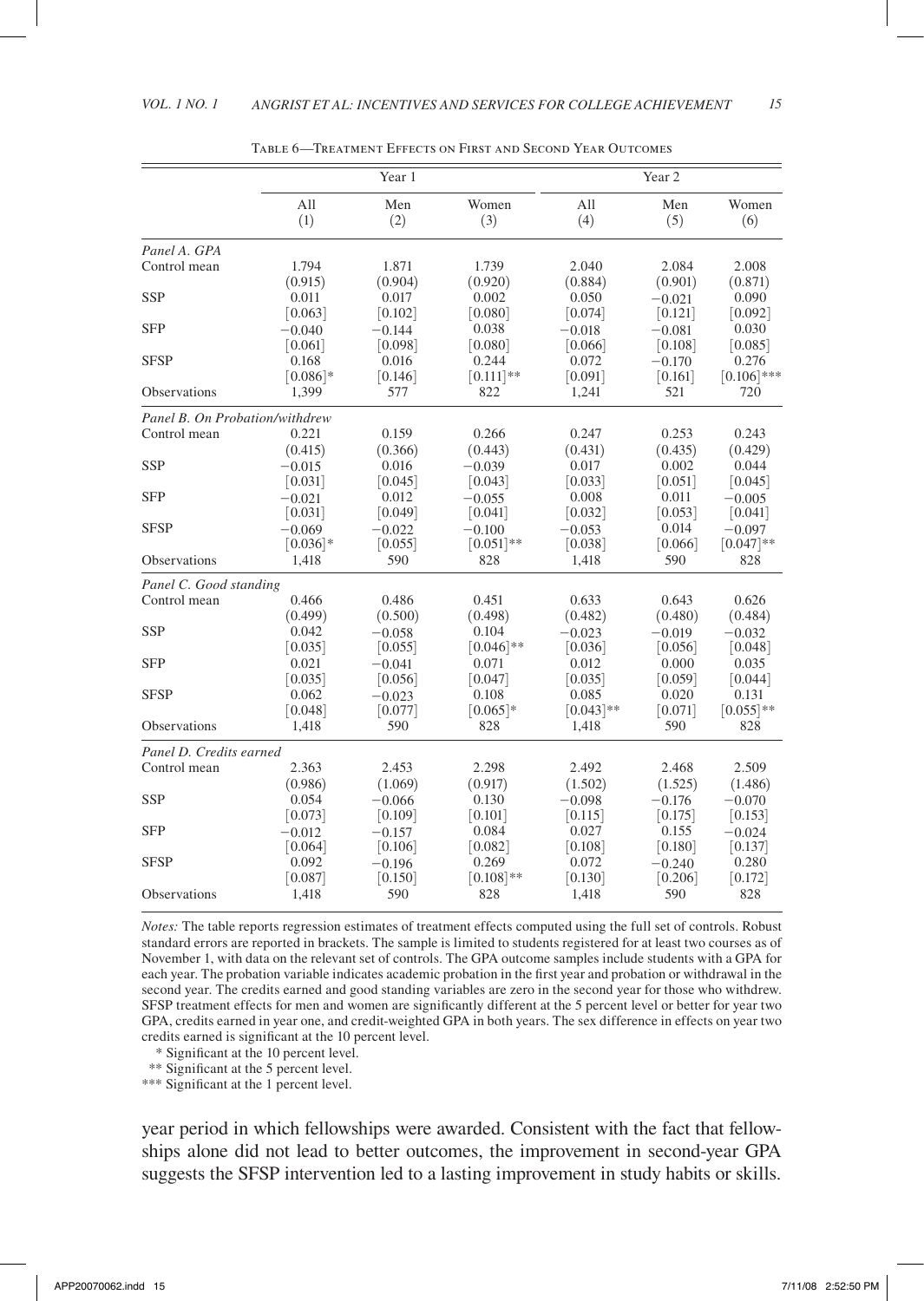Table 6—Treatment Effects on First and Second Year Outcomes

| | Year 1 | | | Year 2 | | |
|---|---|---|---|---|---|---|
| | All (1) | Men (2) | Women (3) | All (4) | Men (5) | Women (6) |
| *Panel A. GPA* | | | | | | |
| Control mean | 1.794 | 1.871 | 1.739 | 2.040 | 2.084 | 2.008 |
| | (0.915) | (0.904) | (0.920) | (0.884) | (0.901) | (0.871) |
| SSP | 0.011 | 0.017 | 0.002 | 0.050 | −0.021 | 0.090 |
| | [0.063] | [0.102] | [0.080] | [0.074] | [0.121] | [0.092] |
| SFP | −0.040 | −0.144 | 0.038 | −0.018 | −0.081 | 0.030 |
| | [0.061] | [0.098] | [0.080] | [0.066] | [0.108] | [0.085] |
| SFSP | 0.168 | 0.016 | 0.244 | 0.072 | −0.170 | 0.276 |
| | [0.086]* | [0.146] | [0.111]** | [0.091] | [0.161] | [0.106]*** |
| Observations | 1,399 | 577 | 822 | 1,241 | 521 | 720 |
| *Panel B. On Probation/withdrew* | | | | | | |
| Control mean | 0.221 | 0.159 | 0.266 | 0.247 | 0.253 | 0.243 |
| | (0.415) | (0.366) | (0.443) | (0.431) | (0.435) | (0.429) |
| SSP | −0.015 | 0.016 | −0.039 | 0.017 | 0.002 | 0.044 |
| | [0.031] | [0.045] | [0.043] | [0.033] | [0.051] | [0.045] |
| SFP | −0.021 | 0.012 | −0.055 | 0.008 | 0.011 | −0.005 |
| | [0.031] | [0.049] | [0.041] | [0.032] | [0.053] | [0.041] |
| SFSP | −0.069 | −0.022 | −0.100 | −0.053 | 0.014 | −0.097 |
| | [0.036]* | [0.055] | [0.051]** | [0.038] | [0.066] | [0.047]** |
| Observations | 1,418 | 590 | 828 | 1,418 | 590 | 828 |
| *Panel C. Good standing* | | | | | | |
| Control mean | 0.466 | 0.486 | 0.451 | 0.633 | 0.643 | 0.626 |
| | (0.499) | (0.500) | (0.498) | (0.482) | (0.480) | (0.484) |
| SSP | 0.042 | −0.058 | 0.104 | −0.023 | −0.019 | −0.032 |
| | [0.035] | [0.055] | [0.046]** | [0.036] | [0.056] | [0.048] |
| SFP | 0.021 | −0.041 | 0.071 | 0.012 | 0.000 | 0.035 |
| | [0.035] | [0.056] | [0.047] | [0.035] | [0.059] | [0.044] |
| SFSP | 0.062 | −0.023 | 0.108 | 0.085 | 0.020 | 0.131 |
| | [0.048] | [0.077] | [0.065]* | [0.043]** | [0.071] | [0.055]** |
| Observations | 1,418 | 590 | 828 | 1,418 | 590 | 828 |
| *Panel D. Credits earned* | | | | | | |
| Control mean | 2.363 | 2.453 | 2.298 | 2.492 | 2.468 | 2.509 |
| | (0.986) | (1.069) | (0.917) | (1.502) | (1.525) | (1.486) |
| SSP | 0.054 | −0.066 | 0.130 | −0.098 | −0.176 | −0.070 |
| | [0.073] | [0.109] | [0.101] | [0.115] | [0.175] | [0.153] |
| SFP | −0.012 | −0.157 | 0.084 | 0.027 | 0.155 | −0.024 |
| | [0.064] | [0.106] | [0.082] | [0.108] | [0.180] | [0.137] |
| SFSP | 0.092 | −0.196 | 0.269 | 0.072 | −0.240 | 0.280 |
| | [0.087] | [0.150] | [0.108]** | [0.130] | [0.206] | [0.172] |
| Observations | 1,418 | 590 | 828 | 1,418 | 590 | 828 |

*Notes:* The table reports regression estimates of treatment effects computed using the full set of controls. Robust standard errors are reported in brackets. The sample is limited to students registered for at least two courses as of November 1, with data on the relevant set of controls. The GPA outcome samples include students with a GPA for each year. The probation variable indicates academic probation in the first year and probation or withdrawal in the second year. The credits earned and good standing variables are zero in the second year for those who withdrew. SFSP treatment effects for men and women are significantly different at the 5 percent level or better for year two GPA, credits earned in year one, and credit-weighted GPA in both years. The sex difference in effects on year two credits earned is significant at the 10 percent level.

\* Significant at the 10 percent level.
\** Significant at the 5 percent level.
\*** Significant at the 1 percent level.

year period in which fellowships were awarded. Consistent with the fact that fellowships alone did not lead to better outcomes, the improvement in second-year GPA suggests the SFSP intervention led to a lasting improvement in study habits or skills.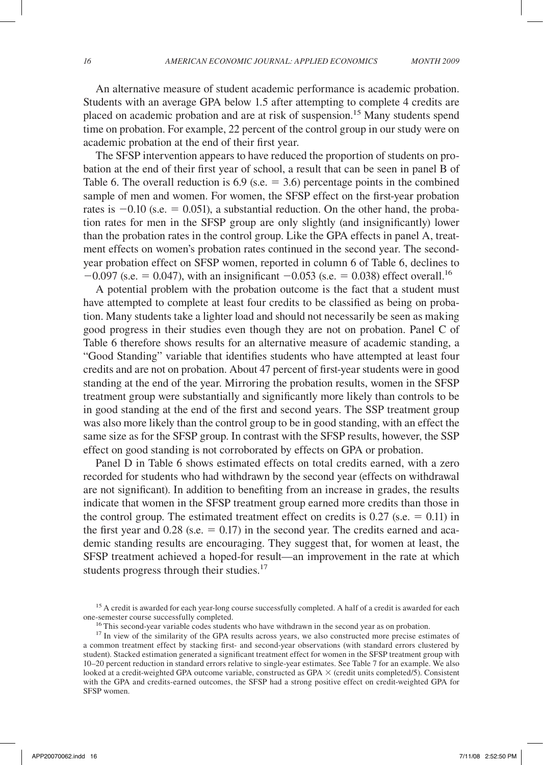An alternative measure of student academic performance is academic probation. Students with an average GPA below 1.5 after attempting to complete 4 credits are placed on academic probation and are at risk of suspension.[15] Many students spend time on probation. For example, 22 percent of the control group in our study were on academic probation at the end of their first year.

The SFSP intervention appears to have reduced the proportion of students on probation at the end of their first year of school, a result that can be seen in panel B of Table 6. The overall reduction is 6.9 (s.e. $= 3.6$) percentage points in the combined sample of men and women. For women, the SFSP effect on the first-year probation rates is $-0.10$ (s.e. $= 0.051$), a substantial reduction. On the other hand, the probation rates for men in the SFSP group are only slightly (and insignificantly) lower than the probation rates in the control group. Like the GPA effects in panel A, treatment effects on women's probation rates continued in the second year. The second-year probation effect on SFSP women, reported in column 6 of Table 6, declines to $-0.097$ (s.e. $= 0.047$), with an insignificant $-0.053$ (s.e. $= 0.038$) effect overall.[16]

A potential problem with the probation outcome is the fact that a student must have attempted to complete at least four credits to be classified as being on probation. Many students take a lighter load and should not necessarily be seen as making good progress in their studies even though they are not on probation. Panel C of Table 6 therefore shows results for an alternative measure of academic standing, a "Good Standing" variable that identifies students who have attempted at least four credits and are not on probation. About 47 percent of first-year students were in good standing at the end of the year. Mirroring the probation results, women in the SFSP treatment group were substantially and significantly more likely than controls to be in good standing at the end of the first and second years. The SSP treatment group was also more likely than the control group to be in good standing, with an effect the same size as for the SFSP group. In contrast with the SFSP results, however, the SSP effect on good standing is not corroborated by effects on GPA or probation.

Panel D in Table 6 shows estimated effects on total credits earned, with a zero recorded for students who had withdrawn by the second year (effects on withdrawal are not significant). In addition to benefiting from an increase in grades, the results indicate that women in the SFSP treatment group earned more credits than those in the control group. The estimated treatment effect on credits is 0.27 (s.e. $= 0.11$) in the first year and 0.28 (s.e. $= 0.17$) in the second year. The credits earned and academic standing results are encouraging. They suggest that, for women at least, the SFSP treatment achieved a hoped-for result—an improvement in the rate at which students progress through their studies.[17]

[15] A credit is awarded for each year-long course successfully completed. A half of a credit is awarded for each one-semester course successfully completed.

[16] This second-year variable codes students who have withdrawn in the second year as on probation.

[17] In view of the similarity of the GPA results across years, we also constructed more precise estimates of a common treatment effect by stacking first- and second-year observations (with standard errors clustered by student). Stacked estimation generated a significant treatment effect for women in the SFSP treatment group with 10–20 percent reduction in standard errors relative to single-year estimates. See Table 7 for an example. We also looked at a credit-weighted GPA outcome variable, constructed as GPA $\times$ (credit units completed/5). Consistent with the GPA and credits-earned outcomes, the SFSP had a strong positive effect on credit-weighted GPA for SFSP women.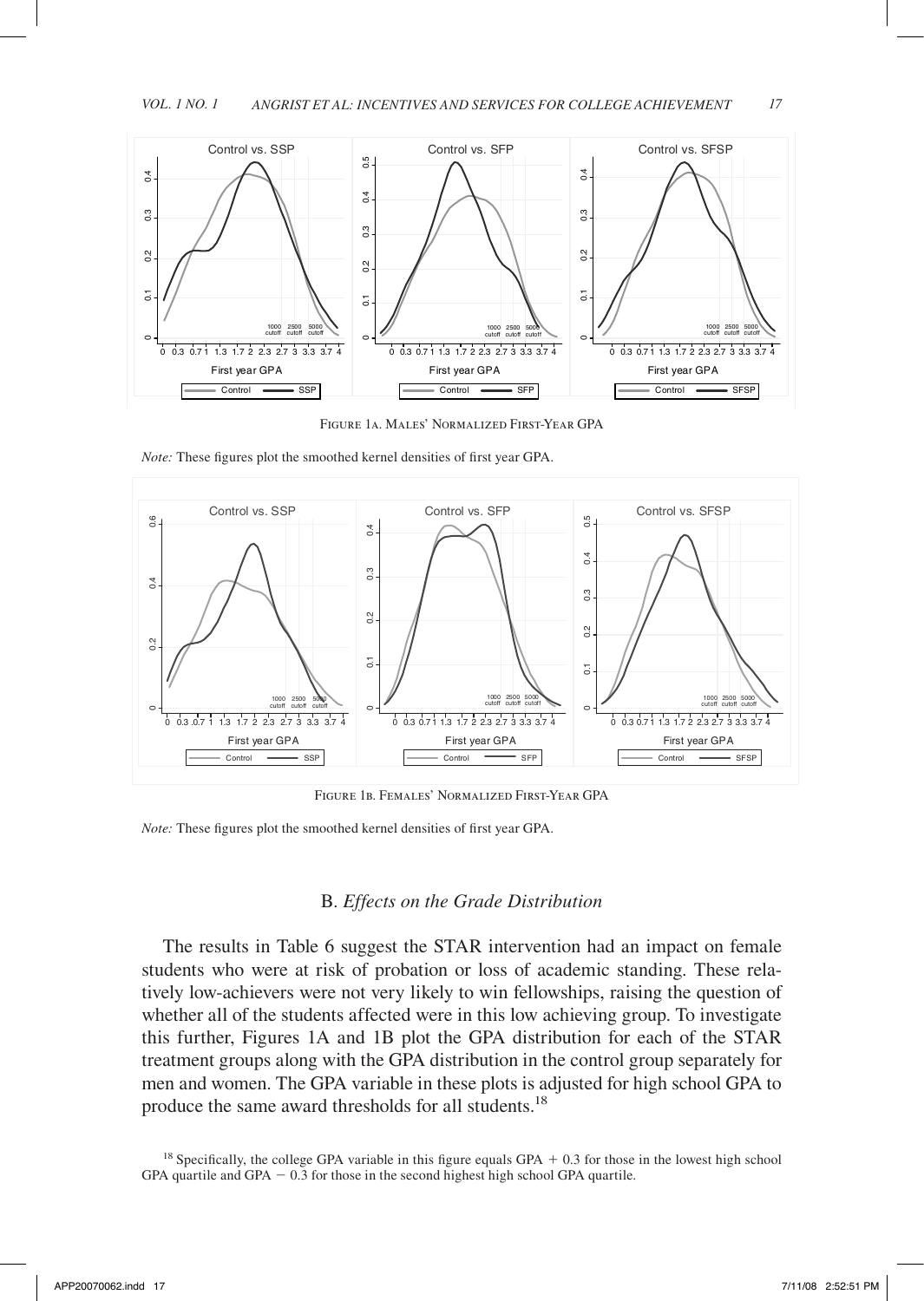Figure 1A. Males' Normalized First-Year GPA

*Note:* These figures plot the smoothed kernel densities of first year GPA.

Figure 1B. Females' Normalized First-Year GPA

*Note:* These figures plot the smoothed kernel densities of first year GPA.

## B. *Effects on the Grade Distribution*

The results in Table 6 suggest the STAR intervention had an impact on female students who were at risk of probation or loss of academic standing. These relatively low-achievers were not very likely to win fellowships, raising the question of whether all of the students affected were in this low achieving group. To investigate this further, Figures 1A and 1B plot the GPA distribution for each of the STAR treatment groups along with the GPA distribution in the control group separately for men and women. The GPA variable in these plots is adjusted for high school GPA to produce the same award thresholds for all students.[18]

[18] Specifically, the college GPA variable in this figure equals GPA + 0.3 for those in the lowest high school GPA quartile and GPA − 0.3 for those in the second highest high school GPA quartile.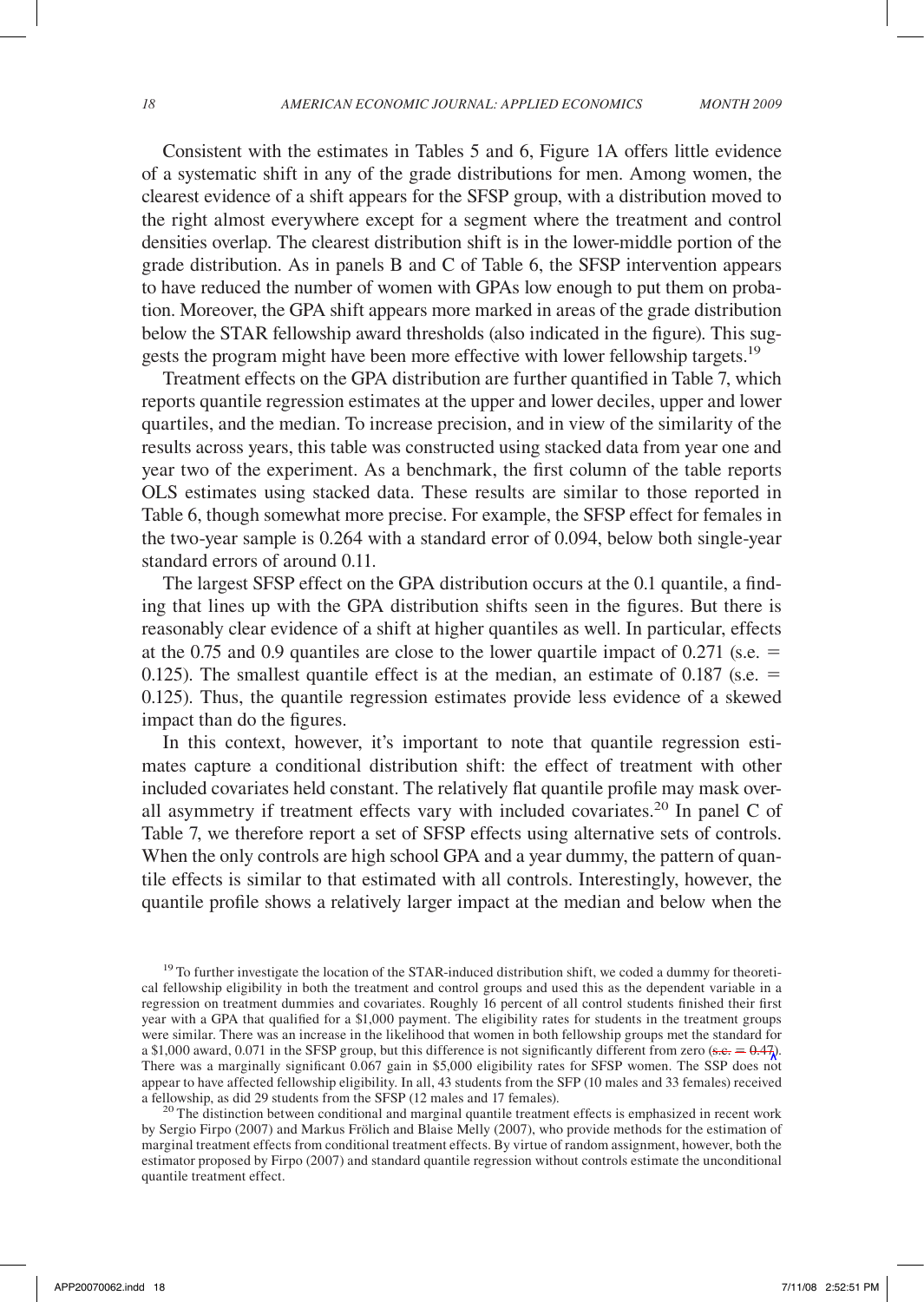Consistent with the estimates in Tables 5 and 6, Figure 1A offers little evidence of a systematic shift in any of the grade distributions for men. Among women, the clearest evidence of a shift appears for the SFSP group, with a distribution moved to the right almost everywhere except for a segment where the treatment and control densities overlap. The clearest distribution shift is in the lower-middle portion of the grade distribution. As in panels B and C of Table 6, the SFSP intervention appears to have reduced the number of women with GPAs low enough to put them on probation. Moreover, the GPA shift appears more marked in areas of the grade distribution below the STAR fellowship award thresholds (also indicated in the figure). This suggests the program might have been more effective with lower fellowship targets.[19]

Treatment effects on the GPA distribution are further quantified in Table 7, which reports quantile regression estimates at the upper and lower deciles, upper and lower quartiles, and the median. To increase precision, and in view of the similarity of the results across years, this table was constructed using stacked data from year one and year two of the experiment. As a benchmark, the first column of the table reports OLS estimates using stacked data. These results are similar to those reported in Table 6, though somewhat more precise. For example, the SFSP effect for females in the two-year sample is 0.264 with a standard error of 0.094, below both single-year standard errors of around 0.11.

The largest SFSP effect on the GPA distribution occurs at the 0.1 quantile, a finding that lines up with the GPA distribution shifts seen in the figures. But there is reasonably clear evidence of a shift at higher quantiles as well. In particular, effects at the 0.75 and 0.9 quantiles are close to the lower quartile impact of 0.271 (s.e. = 0.125). The smallest quantile effect is at the median, an estimate of 0.187 (s.e. = 0.125). Thus, the quantile regression estimates provide less evidence of a skewed impact than do the figures.

In this context, however, it's important to note that quantile regression estimates capture a conditional distribution shift: the effect of treatment with other included covariates held constant. The relatively flat quantile profile may mask overall asymmetry if treatment effects vary with included covariates.[20] In panel C of Table 7, we therefore report a set of SFSP effects using alternative sets of controls. When the only controls are high school GPA and a year dummy, the pattern of quantile effects is similar to that estimated with all controls. Interestingly, however, the quantile profile shows a relatively larger impact at the median and below when the

[19] To further investigate the location of the STAR-induced distribution shift, we coded a dummy for theoretical fellowship eligibility in both the treatment and control groups and used this as the dependent variable in a regression on treatment dummies and covariates. Roughly 16 percent of all control students finished their first year with a GPA that qualified for a $1,000 payment. The eligibility rates for students in the treatment groups were similar. There was an increase in the likelihood that women in both fellowship groups met the standard for a $1,000 award, 0.071 in the SFSP group, but this difference is not significantly different from zero (~~s.e. = 0.47~~). There was a marginally significant 0.067 gain in $5,000 eligibility rates for SFSP women. The SSP does not appear to have affected fellowship eligibility. In all, 43 students from the SFP (10 males and 33 females) received a fellowship, as did 29 students from the SFSP (12 males and 17 females).

[20] The distinction between conditional and marginal quantile treatment effects is emphasized in recent work by Sergio Firpo (2007) and Markus Frölich and Blaise Melly (2007), who provide methods for the estimation of marginal treatment effects from conditional treatment effects. By virtue of random assignment, however, both the estimator proposed by Firpo (2007) and standard quantile regression without controls estimate the unconditional quantile treatment effect.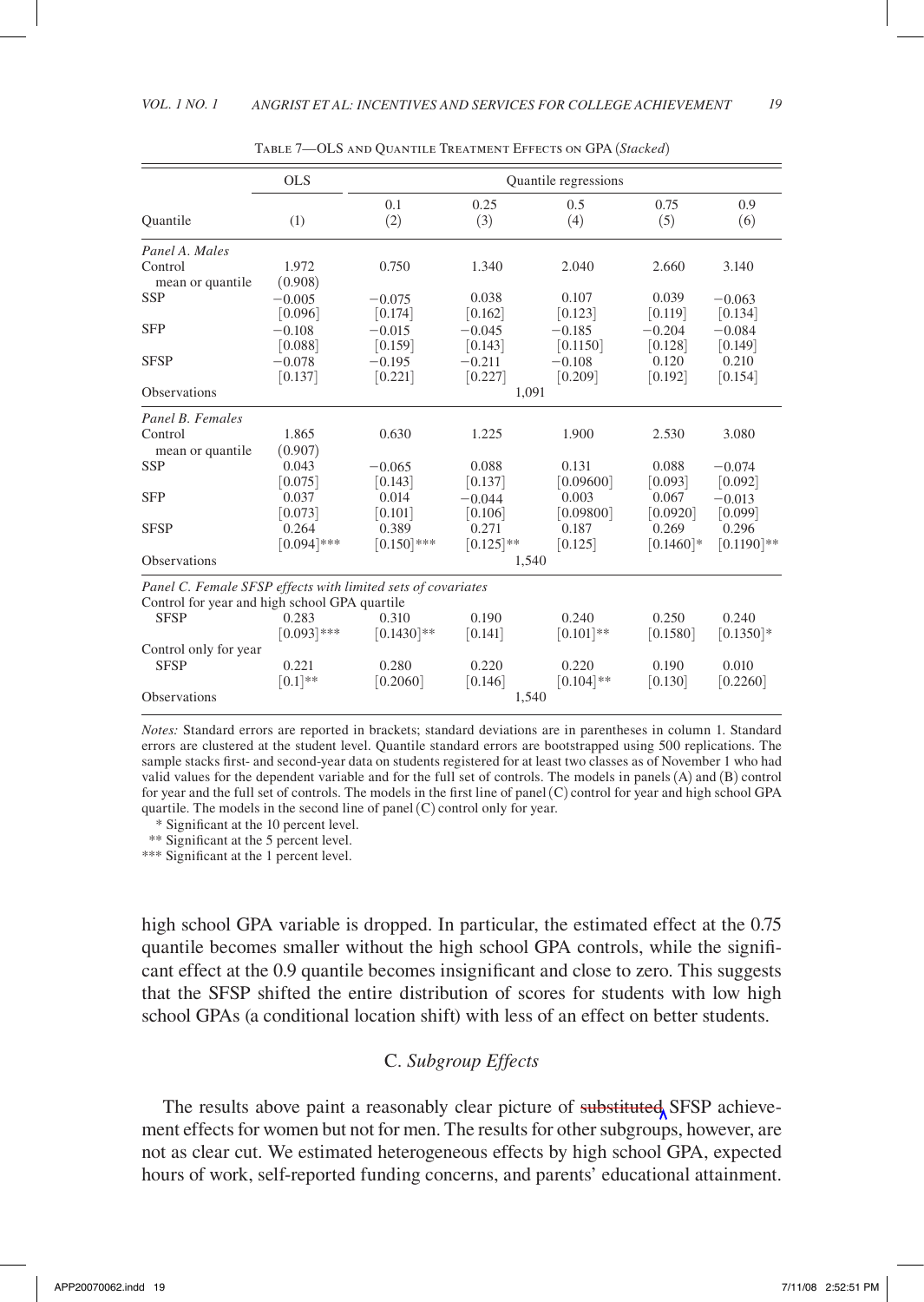Table 7—OLS and Quantile Treatment Effects on GPA (*Stacked*)

| | OLS | Quantile regressions | | | | |
|---|---|---|---|---|---|---|
| Quantile | (1) | 0.1<br>(2) | 0.25<br>(3) | 0.5<br>(4) | 0.75<br>(5) | 0.9<br>(6) |
| *Panel A. Males* | | | | | | |
| Control mean or quantile | 1.972<br>(0.908) | 0.750 | 1.340 | 2.040 | 2.660 | 3.140 |
| SSP | −0.005<br>[0.096] | −0.075<br>[0.174] | 0.038<br>[0.162] | 0.107<br>[0.123] | 0.039<br>[0.119] | −0.063<br>[0.134] |
| SFP | −0.108<br>[0.088] | −0.015<br>[0.159] | −0.045<br>[0.143] | −0.185<br>[0.1150] | −0.204<br>[0.128] | −0.084<br>[0.149] |
| SFSP | −0.078<br>[0.137] | −0.195<br>[0.221] | −0.211<br>[0.227] | −0.108<br>[0.209] | 0.120<br>[0.192] | 0.210<br>[0.154] |
| Observations | | | | 1,091 | | |
| *Panel B. Females* | | | | | | |
| Control mean or quantile | 1.865<br>(0.907) | 0.630 | 1.225 | 1.900 | 2.530 | 3.080 |
| SSP | 0.043<br>[0.075] | −0.065<br>[0.143] | 0.088<br>[0.137] | 0.131<br>[0.09600] | 0.088<br>[0.093] | −0.074<br>[0.092] |
| SFP | 0.037<br>[0.073] | 0.014<br>[0.101] | −0.044<br>[0.106] | 0.003<br>[0.09800] | 0.067<br>[0.0920] | −0.013<br>[0.099] |
| SFSP | 0.264<br>[0.094]*** | 0.389<br>[0.150]*** | 0.271<br>[0.125]** | 0.187<br>[0.125] | 0.269<br>[0.1460]* | 0.296<br>[0.1190]** |
| Observations | | | | 1,540 | | |
| *Panel C. Female SFSP effects with limited sets of covariates* | | | | | | |
| Control for year and high school GPA quartile | | | | | | |
| SFSP | 0.283<br>[0.093]*** | 0.310<br>[0.1430]** | 0.190<br>[0.141] | 0.240<br>[0.101]** | 0.250<br>[0.1580] | 0.240<br>[0.1350]* |
| Control only for year | | | | | | |
| SFSP | 0.221<br>[0.1]** | 0.280<br>[0.2060] | 0.220<br>[0.146] | 0.220<br>[0.104]** | 0.190<br>[0.130] | 0.010<br>[0.2260] |
| Observations | | | | 1,540 | | |

*Notes:* Standard errors are reported in brackets; standard deviations are in parentheses in column 1. Standard errors are clustered at the student level. Quantile standard errors are bootstrapped using 500 replications. The sample stacks first- and second-year data on students registered for at least two classes as of November 1 who had valid values for the dependent variable and for the full set of controls. The models in panels (A) and (B) control for year and the full set of controls. The models in the first line of panel (C) control for year and high school GPA quartile. The models in the second line of panel (C) control only for year.

\* Significant at the 10 percent level.

\*\* Significant at the 5 percent level.

\*\*\* Significant at the 1 percent level.

high school GPA variable is dropped. In particular, the estimated effect at the 0.75 quantile becomes smaller without the high school GPA controls, while the significant effect at the 0.9 quantile becomes insignificant and close to zero. This suggests that the SFSP shifted the entire distribution of scores for students with low high school GPAs (a conditional location shift) with less of an effect on better students.

## C. *Subgroup Effects*

The results above paint a reasonably clear picture of substituted SFSP achievement effects for women but not for men. The results for other subgroups, however, are not as clear cut. We estimated heterogeneous effects by high school GPA, expected hours of work, self-reported funding concerns, and parents' educational attainment.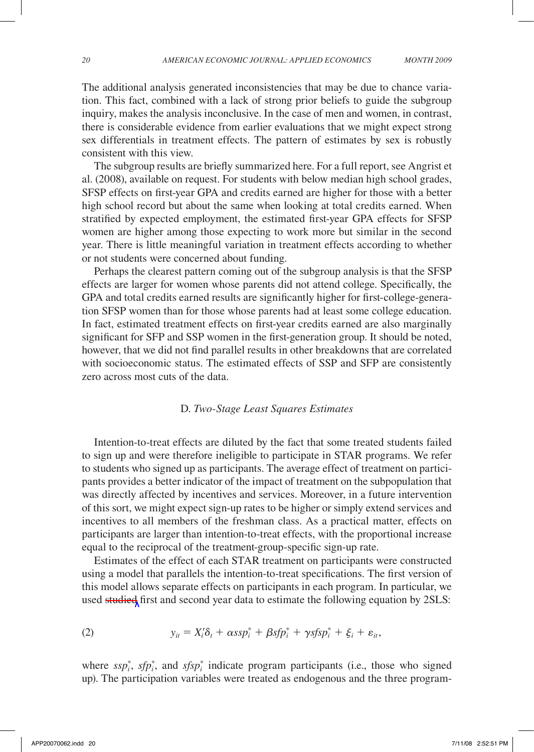The additional analysis generated inconsistencies that may be due to chance variation. This fact, combined with a lack of strong prior beliefs to guide the subgroup inquiry, makes the analysis inconclusive. In the case of men and women, in contrast, there is considerable evidence from earlier evaluations that we might expect strong sex differentials in treatment effects. The pattern of estimates by sex is robustly consistent with this view.

The subgroup results are briefly summarized here. For a full report, see Angrist et al. (2008), available on request. For students with below median high school grades, SFSP effects on first-year GPA and credits earned are higher for those with a better high school record but about the same when looking at total credits earned. When stratified by expected employment, the estimated first-year GPA effects for SFSP women are higher among those expecting to work more but similar in the second year. There is little meaningful variation in treatment effects according to whether or not students were concerned about funding.

Perhaps the clearest pattern coming out of the subgroup analysis is that the SFSP effects are larger for women whose parents did not attend college. Specifically, the GPA and total credits earned results are significantly higher for first-college-generation SFSP women than for those whose parents had at least some college education. In fact, estimated treatment effects on first-year credits earned are also marginally significant for SFP and SSP women in the first-generation group. It should be noted, however, that we did not find parallel results in other breakdowns that are correlated with socioeconomic status. The estimated effects of SSP and SFP are consistently zero across most cuts of the data.

### D. *Two-Stage Least Squares Estimates*

Intention-to-treat effects are diluted by the fact that some treated students failed to sign up and were therefore ineligible to participate in STAR programs. We refer to students who signed up as participants. The average effect of treatment on participants provides a better indicator of the impact of treatment on the subpopulation that was directly affected by incentives and services. Moreover, in a future intervention of this sort, we might expect sign-up rates to be higher or simply extend services and incentives to all members of the freshman class. As a practical matter, effects on participants are larger than intention-to-treat effects, with the proportional increase equal to the reciprocal of the treatment-group-specific sign-up rate.

Estimates of the effect of each STAR treatment on participants were constructed using a model that parallels the intention-to-treat specifications. The first version of this model allows separate effects on participants in each program. In particular, we used ~~studied~~ first and second year data to estimate the following equation by 2SLS:

$$y_{it} = X_i'\delta_t + \alpha ssp_i^* + \beta sfp_i^* + \gamma sfsp_i^* + \xi_i + \varepsilon_{it}, \tag{2}$$

where $ssp_i^*$, $sfp_i^*$, and $sfsp_i^*$ indicate program participants (i.e., those who signed up). The participation variables were treated as endogenous and the three program-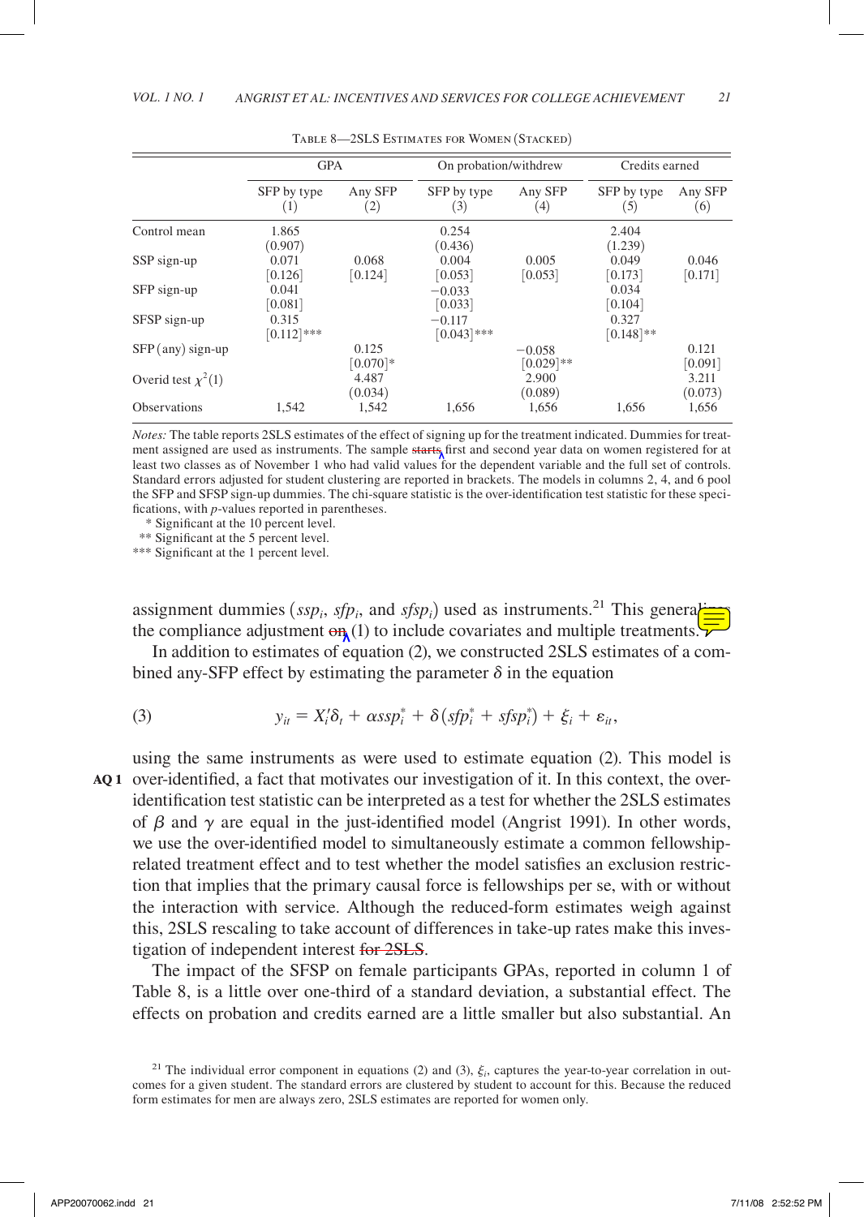Table 8—2SLS Estimates for Women (Stacked)

| | GPA | | On probation/withdrew | | Credits earned | |
|---|---|---|---|---|---|---|
| | SFP by type (1) | Any SFP (2) | SFP by type (3) | Any SFP (4) | SFP by type (5) | Any SFP (6) |
| Control mean | 1.865 (0.907) | | 0.254 (0.436) | | 2.404 (1.239) | |
| SSP sign-up | 0.071 [0.126] | 0.068 [0.124] | 0.004 [0.053] | 0.005 [0.053] | 0.049 [0.173] | 0.046 [0.171] |
| SFP sign-up | 0.041 [0.081] | | −0.033 [0.033] | | 0.034 [0.104] | |
| SFSP sign-up | 0.315 [0.112]*** | | −0.117 [0.043]*** | | 0.327 [0.148]** | |
| SFP (any) sign-up | | 0.125 [0.070]* | | −0.058 [0.029]** | | 0.121 [0.091] |
| Overid test $\chi^2(1)$ | | 4.487 (0.034) | | 2.900 (0.089) | | 3.211 (0.073) |
| Observations | 1,542 | 1,542 | 1,656 | 1,656 | 1,656 | 1,656 |

*Notes:* The table reports 2SLS estimates of the effect of signing up for the treatment indicated. Dummies for treatment assigned are used as instruments. The sample ~~starts~~ first and second year data on women registered for at least two classes as of November 1 who had valid values for the dependent variable and the full set of controls. Standard errors adjusted for student clustering are reported in brackets. The models in columns 2, 4, and 6 pool the SFP and SFSP sign-up dummies. The chi-square statistic is the over-identification test statistic for these specifications, with *p*-values reported in parentheses.

\* Significant at the 10 percent level.
\*\* Significant at the 5 percent level.
\*\*\* Significant at the 1 percent level.

assignment dummies ($ssp_i$, $sfp_i$, and $sfsp_i$) used as instruments.[21] This generalizes the compliance adjustment ~~on~~ (1) to include covariates and multiple treatments.

In addition to estimates of equation (2), we constructed 2SLS estimates of a combined any-SFP effect by estimating the parameter $\delta$ in the equation

$$y_{it} = X_i'\delta_t + \alpha ssp_i^* + \delta(sfp_i^* + sfsp_i^*) + \xi_i + \varepsilon_{it}, \tag{3}$$

using the same instruments as were used to estimate equation (2). This model is over-identified, a fact that motivates our investigation of it. In this context, the over-identification test statistic can be interpreted as a test for whether the 2SLS estimates of $\beta$ and $\gamma$ are equal in the just-identified model (Angrist 1991). In other words, we use the over-identified model to simultaneously estimate a common fellowship-related treatment effect and to test whether the model satisfies an exclusion restriction that implies that the primary causal force is fellowships per se, with or without the interaction with service. Although the reduced-form estimates weigh against this, 2SLS rescaling to take account of differences in take-up rates make this investigation of independent interest ~~for 2SLS~~.

The impact of the SFSP on female participants GPAs, reported in column 1 of Table 8, is a little over one-third of a standard deviation, a substantial effect. The effects on probation and credits earned are a little smaller but also substantial. An

[21] The individual error component in equations (2) and (3), $\xi_i$, captures the year-to-year correlation in outcomes for a given student. The standard errors are clustered by student to account for this. Because the reduced form estimates for men are always zero, 2SLS estimates are reported for women only.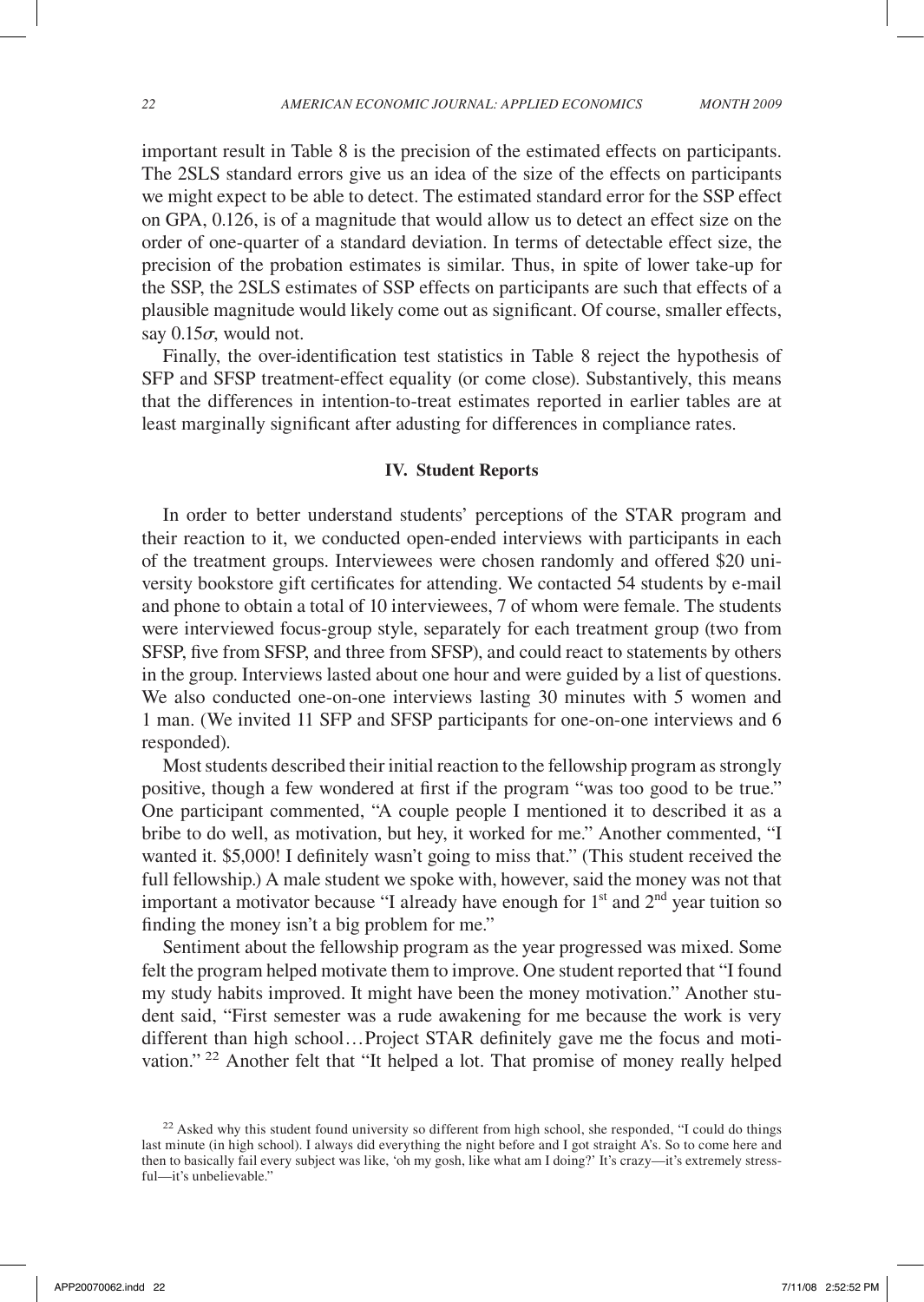important result in Table 8 is the precision of the estimated effects on participants. The 2SLS standard errors give us an idea of the size of the effects on participants we might expect to be able to detect. The estimated standard error for the SSP effect on GPA, 0.126, is of a magnitude that would allow us to detect an effect size on the order of one-quarter of a standard deviation. In terms of detectable effect size, the precision of the probation estimates is similar. Thus, in spite of lower take-up for the SSP, the 2SLS estimates of SSP effects on participants are such that effects of a plausible magnitude would likely come out as significant. Of course, smaller effects, say $0.15\sigma$, would not.

Finally, the over-identification test statistics in Table 8 reject the hypothesis of SFP and SFSP treatment-effect equality (or come close). Substantively, this means that the differences in intention-to-treat estimates reported in earlier tables are at least marginally significant after adusting for differences in compliance rates.

## IV. Student Reports

In order to better understand students' perceptions of the STAR program and their reaction to it, we conducted open-ended interviews with participants in each of the treatment groups. Interviewees were chosen randomly and offered $20 university bookstore gift certificates for attending. We contacted 54 students by e-mail and phone to obtain a total of 10 interviewees, 7 of whom were female. The students were interviewed focus-group style, separately for each treatment group (two from SFSP, five from SFSP, and three from SFSP), and could react to statements by others in the group. Interviews lasted about one hour and were guided by a list of questions. We also conducted one-on-one interviews lasting 30 minutes with 5 women and 1 man. (We invited 11 SFP and SFSP participants for one-on-one interviews and 6 responded).

Most students described their initial reaction to the fellowship program as strongly positive, though a few wondered at first if the program "was too good to be true." One participant commented, "A couple people I mentioned it to described it as a bribe to do well, as motivation, but hey, it worked for me." Another commented, "I wanted it. $5,000! I definitely wasn't going to miss that." (This student received the full fellowship.) A male student we spoke with, however, said the money was not that important a motivator because "I already have enough for 1st and 2nd year tuition so finding the money isn't a big problem for me."

Sentiment about the fellowship program as the year progressed was mixed. Some felt the program helped motivate them to improve. One student reported that "I found my study habits improved. It might have been the money motivation." Another student said, "First semester was a rude awakening for me because the work is very different than high school…Project STAR definitely gave me the focus and motivation." [22] Another felt that "It helped a lot. That promise of money really helped

[22] Asked why this student found university so different from high school, she responded, "I could do things last minute (in high school). I always did everything the night before and I got straight A's. So to come here and then to basically fail every subject was like, 'oh my gosh, like what am I doing?' It's crazy—it's extremely stressful—it's unbelievable."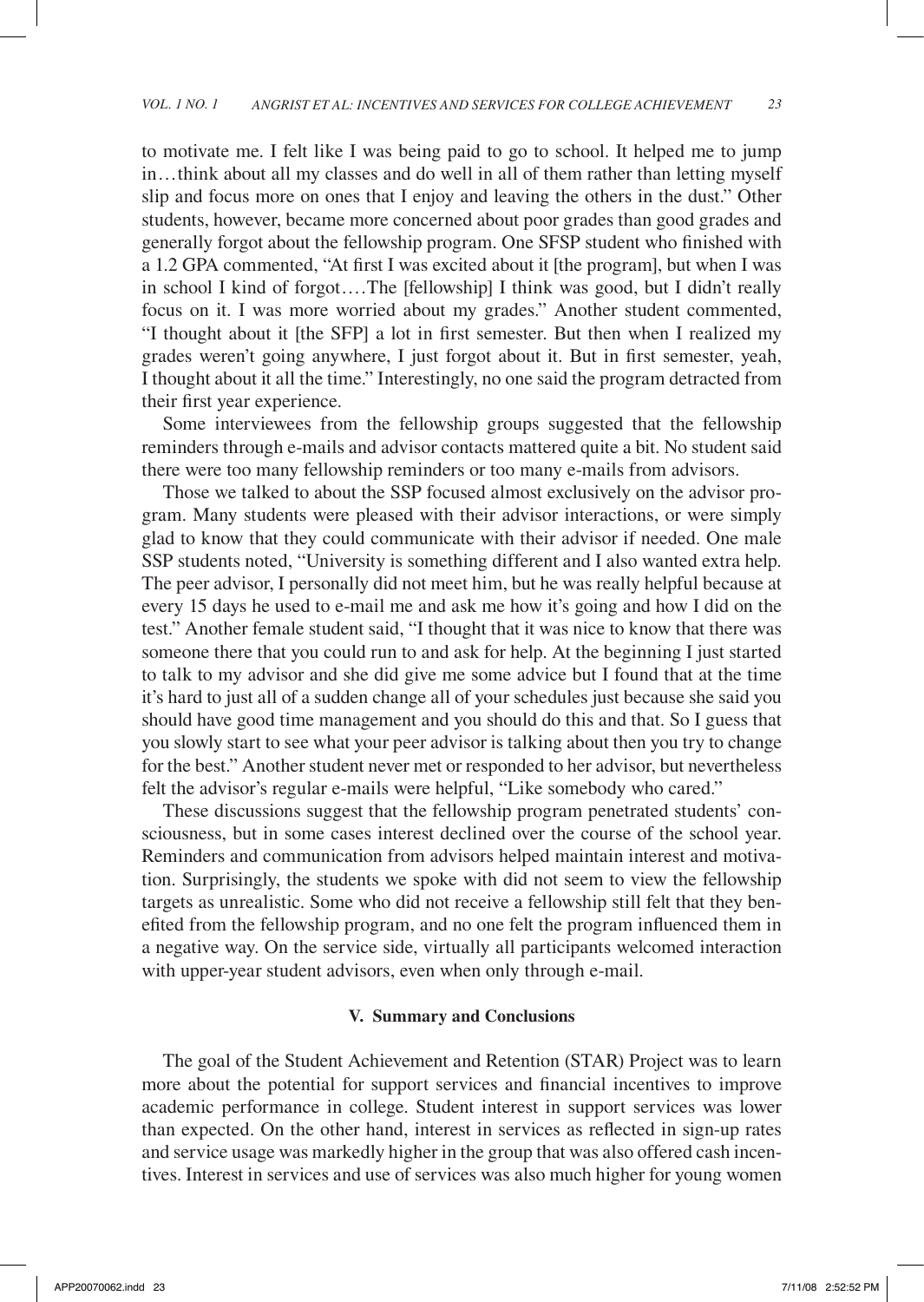to motivate me. I felt like I was being paid to go to school. It helped me to jump in…think about all my classes and do well in all of them rather than letting myself slip and focus more on ones that I enjoy and leaving the others in the dust." Other students, however, became more concerned about poor grades than good grades and generally forgot about the fellowship program. One SFSP student who finished with a 1.2 GPA commented, "At first I was excited about it [the program], but when I was in school I kind of forgot….The [fellowship] I think was good, but I didn't really focus on it. I was more worried about my grades." Another student commented, "I thought about it [the SFP] a lot in first semester. But then when I realized my grades weren't going anywhere, I just forgot about it. But in first semester, yeah, I thought about it all the time." Interestingly, no one said the program detracted from their first year experience.

Some interviewees from the fellowship groups suggested that the fellowship reminders through e-mails and advisor contacts mattered quite a bit. No student said there were too many fellowship reminders or too many e-mails from advisors.

Those we talked to about the SSP focused almost exclusively on the advisor program. Many students were pleased with their advisor interactions, or were simply glad to know that they could communicate with their advisor if needed. One male SSP students noted, "University is something different and I also wanted extra help. The peer advisor, I personally did not meet him, but he was really helpful because at every 15 days he used to e-mail me and ask me how it's going and how I did on the test." Another female student said, "I thought that it was nice to know that there was someone there that you could run to and ask for help. At the beginning I just started to talk to my advisor and she did give me some advice but I found that at the time it's hard to just all of a sudden change all of your schedules just because she said you should have good time management and you should do this and that. So I guess that you slowly start to see what your peer advisor is talking about then you try to change for the best." Another student never met or responded to her advisor, but nevertheless felt the advisor's regular e-mails were helpful, "Like somebody who cared."

These discussions suggest that the fellowship program penetrated students' consciousness, but in some cases interest declined over the course of the school year. Reminders and communication from advisors helped maintain interest and motivation. Surprisingly, the students we spoke with did not seem to view the fellowship targets as unrealistic. Some who did not receive a fellowship still felt that they benefited from the fellowship program, and no one felt the program influenced them in a negative way. On the service side, virtually all participants welcomed interaction with upper-year student advisors, even when only through e-mail.

## V. Summary and Conclusions

The goal of the Student Achievement and Retention (STAR) Project was to learn more about the potential for support services and financial incentives to improve academic performance in college. Student interest in support services was lower than expected. On the other hand, interest in services as reflected in sign-up rates and service usage was markedly higher in the group that was also offered cash incentives. Interest in services and use of services was also much higher for young women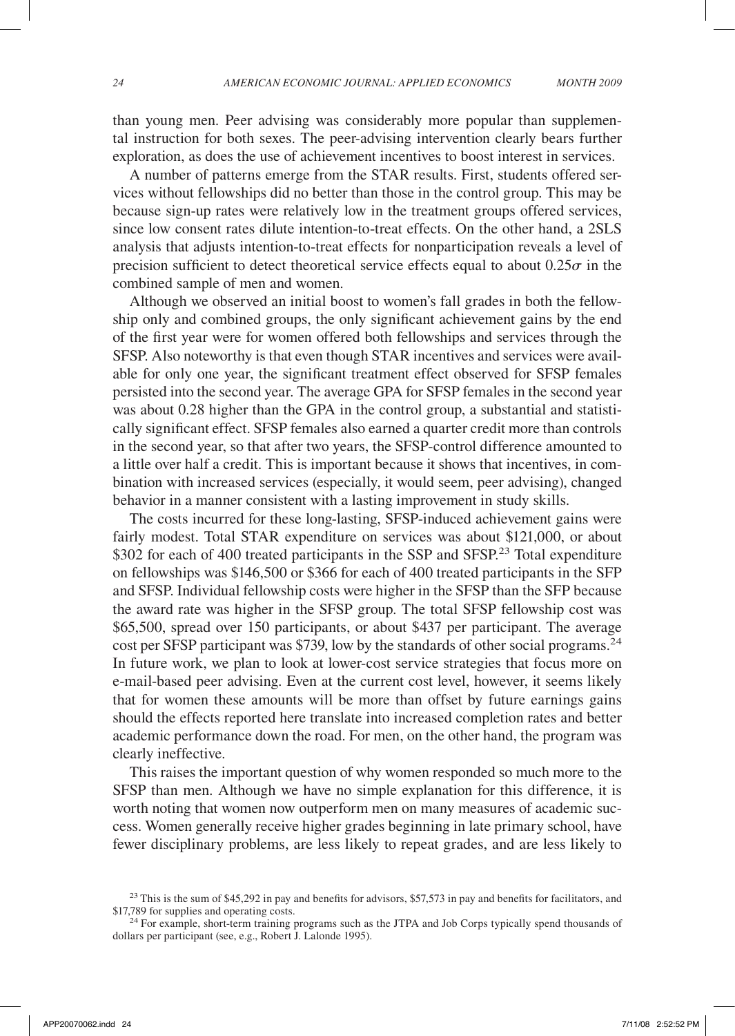than young men. Peer advising was considerably more popular than supplemental instruction for both sexes. The peer-advising intervention clearly bears further exploration, as does the use of achievement incentives to boost interest in services.

A number of patterns emerge from the STAR results. First, students offered services without fellowships did no better than those in the control group. This may be because sign-up rates were relatively low in the treatment groups offered services, since low consent rates dilute intention-to-treat effects. On the other hand, a 2SLS analysis that adjusts intention-to-treat effects for nonparticipation reveals a level of precision sufficient to detect theoretical service effects equal to about $0.25\sigma$ in the combined sample of men and women.

Although we observed an initial boost to women's fall grades in both the fellowship only and combined groups, the only significant achievement gains by the end of the first year were for women offered both fellowships and services through the SFSP. Also noteworthy is that even though STAR incentives and services were available for only one year, the significant treatment effect observed for SFSP females persisted into the second year. The average GPA for SFSP females in the second year was about 0.28 higher than the GPA in the control group, a substantial and statistically significant effect. SFSP females also earned a quarter credit more than controls in the second year, so that after two years, the SFSP-control difference amounted to a little over half a credit. This is important because it shows that incentives, in combination with increased services (especially, it would seem, peer advising), changed behavior in a manner consistent with a lasting improvement in study skills.

The costs incurred for these long-lasting, SFSP-induced achievement gains were fairly modest. Total STAR expenditure on services was about \$121,000, or about \$302 for each of 400 treated participants in the SSP and SFSP.[23] Total expenditure on fellowships was \$146,500 or \$366 for each of 400 treated participants in the SFP and SFSP. Individual fellowship costs were higher in the SFSP than the SFP because the award rate was higher in the SFSP group. The total SFSP fellowship cost was \$65,500, spread over 150 participants, or about \$437 per participant. The average cost per SFSP participant was \$739, low by the standards of other social programs.[24] In future work, we plan to look at lower-cost service strategies that focus more on e-mail-based peer advising. Even at the current cost level, however, it seems likely that for women these amounts will be more than offset by future earnings gains should the effects reported here translate into increased completion rates and better academic performance down the road. For men, on the other hand, the program was clearly ineffective.

This raises the important question of why women responded so much more to the SFSP than men. Although we have no simple explanation for this difference, it is worth noting that women now outperform men on many measures of academic success. Women generally receive higher grades beginning in late primary school, have fewer disciplinary problems, are less likely to repeat grades, and are less likely to

[23] This is the sum of \$45,292 in pay and benefits for advisors, \$57,573 in pay and benefits for facilitators, and \$17,789 for supplies and operating costs.

[24] For example, short-term training programs such as the JTPA and Job Corps typically spend thousands of dollars per participant (see, e.g., Robert J. Lalonde 1995).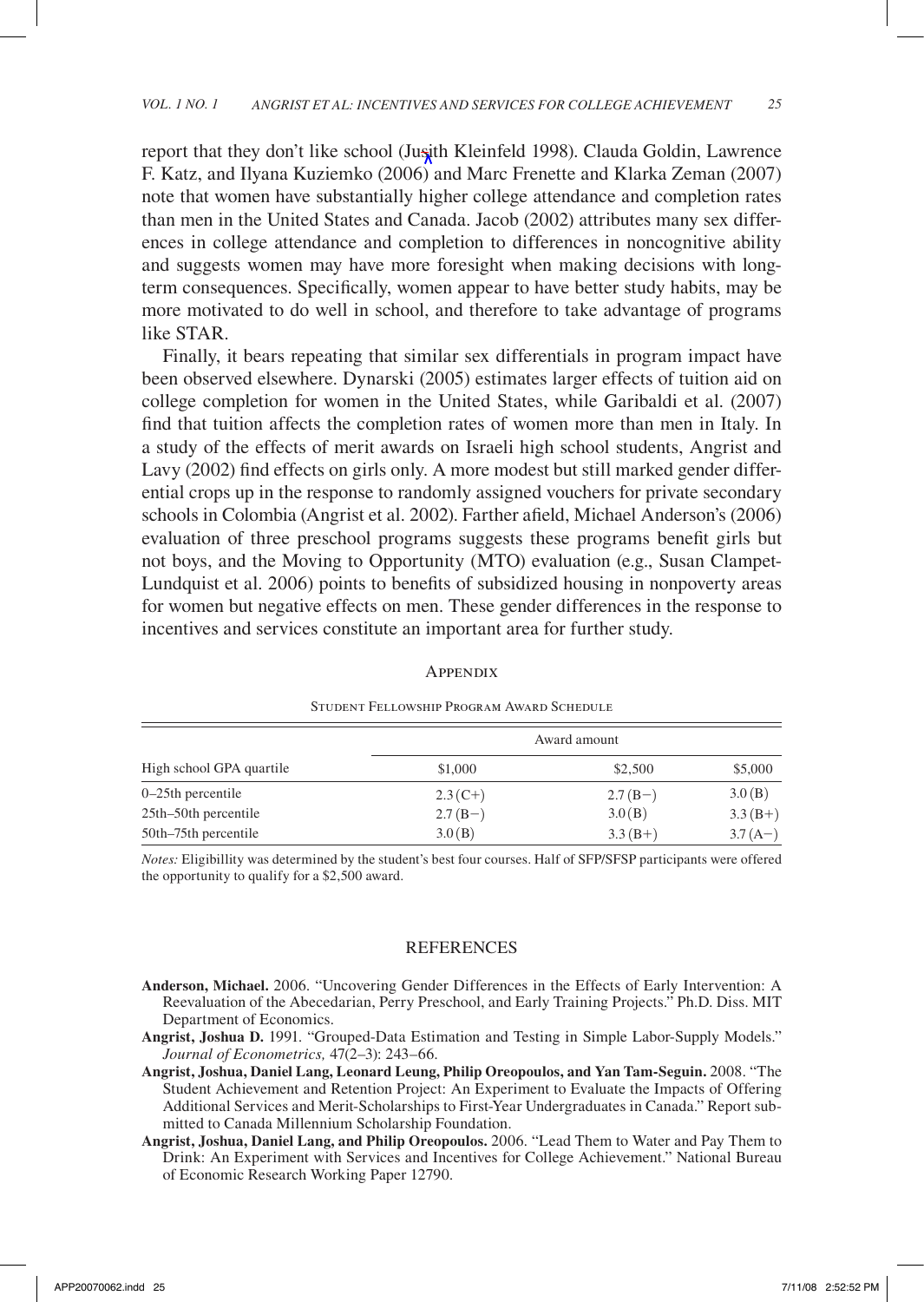report that they don't like school (Judith Kleinfeld 1998). Clauda Goldin, Lawrence F. Katz, and Ilyana Kuziemko (2006) and Marc Frenette and Klarka Zeman (2007) note that women have substantially higher college attendance and completion rates than men in the United States and Canada. Jacob (2002) attributes many sex differences in college attendance and completion to differences in noncognitive ability and suggests women may have more foresight when making decisions with long-term consequences. Specifically, women appear to have better study habits, may be more motivated to do well in school, and therefore to take advantage of programs like STAR.

Finally, it bears repeating that similar sex differentials in program impact have been observed elsewhere. Dynarski (2005) estimates larger effects of tuition aid on college completion for women in the United States, while Garibaldi et al. (2007) find that tuition affects the completion rates of women more than men in Italy. In a study of the effects of merit awards on Israeli high school students, Angrist and Lavy (2002) find effects on girls only. A more modest but still marked gender differential crops up in the response to randomly assigned vouchers for private secondary schools in Colombia (Angrist et al. 2002). Farther afield, Michael Anderson's (2006) evaluation of three preschool programs suggests these programs benefit girls but not boys, and the Moving to Opportunity (MTO) evaluation (e.g., Susan Clampet-Lundquist et al. 2006) points to benefits of subsidized housing in nonpoverty areas for women but negative effects on men. These gender differences in the response to incentives and services constitute an important area for further study.

## Appendix

Student Fellowship Program Award Schedule

| High school GPA quartile | Award amount | | |
|---|---|---|---|
| | \$1,000 | \$2,500 | \$5,000 |
| 0–25th percentile | 2.3 (C+) | 2.7 (B−) | 3.0 (B) |
| 25th–50th percentile | 2.7 (B−) | 3.0 (B) | 3.3 (B+) |
| 50th–75th percentile | 3.0 (B) | 3.3 (B+) | 3.7 (A−) |

*Notes:* Eligibillity was determined by the student's best four courses. Half of SFP/SFSP participants were offered the opportunity to qualify for a \$2,500 award.

## REFERENCES

**Anderson, Michael.** 2006. "Uncovering Gender Differences in the Effects of Early Intervention: A Reevaluation of the Abecedarian, Perry Preschool, and Early Training Projects." Ph.D. Diss. MIT Department of Economics.

**Angrist, Joshua D.** 1991. "Grouped-Data Estimation and Testing in Simple Labor-Supply Models." *Journal of Econometrics,* 47(2–3): 243–66.

**Angrist, Joshua, Daniel Lang, Leonard Leung, Philip Oreopoulos, and Yan Tam-Seguin.** 2008. "The Student Achievement and Retention Project: An Experiment to Evaluate the Impacts of Offering Additional Services and Merit-Scholarships to First-Year Undergraduates in Canada." Report submitted to Canada Millennium Scholarship Foundation.

**Angrist, Joshua, Daniel Lang, and Philip Oreopoulos.** 2006. "Lead Them to Water and Pay Them to Drink: An Experiment with Services and Incentives for College Achievement." National Bureau of Economic Research Working Paper 12790.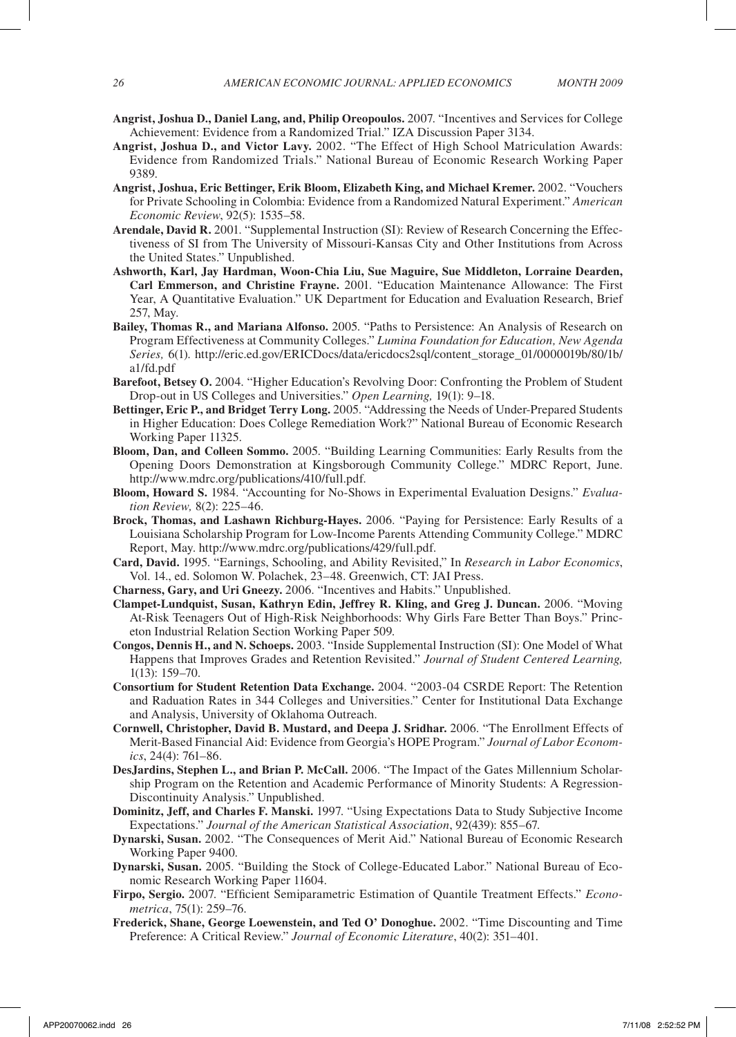**Angrist, Joshua D., Daniel Lang, and, Philip Oreopoulos.** 2007. "Incentives and Services for College Achievement: Evidence from a Randomized Trial." IZA Discussion Paper 3134.

**Angrist, Joshua D., and Victor Lavy.** 2002. "The Effect of High School Matriculation Awards: Evidence from Randomized Trials." National Bureau of Economic Research Working Paper 9389.

**Angrist, Joshua, Eric Bettinger, Erik Bloom, Elizabeth King, and Michael Kremer.** 2002. "Vouchers for Private Schooling in Colombia: Evidence from a Randomized Natural Experiment." *American Economic Review*, 92(5): 1535–58.

**Arendale, David R.** 2001. "Supplemental Instruction (SI): Review of Research Concerning the Effectiveness of SI from The University of Missouri-Kansas City and Other Institutions from Across the United States." Unpublished.

**Ashworth, Karl, Jay Hardman, Woon-Chia Liu, Sue Maguire, Sue Middleton, Lorraine Dearden, Carl Emmerson, and Christine Frayne.** 2001. "Education Maintenance Allowance: The First Year, A Quantitative Evaluation." UK Department for Education and Evaluation Research, Brief 257, May.

**Bailey, Thomas R., and Mariana Alfonso.** 2005. "Paths to Persistence: An Analysis of Research on Program Effectiveness at Community Colleges." *Lumina Foundation for Education, New Agenda Series,* 6(1). http://eric.ed.gov/ERICDocs/data/ericdocs2sql/content_storage_01/0000019b/80/1b/a1/fd.pdf

**Barefoot, Betsey O.** 2004. "Higher Education's Revolving Door: Confronting the Problem of Student Drop-out in US Colleges and Universities." *Open Learning,* 19(1): 9–18.

**Bettinger, Eric P., and Bridget Terry Long.** 2005. "Addressing the Needs of Under-Prepared Students in Higher Education: Does College Remediation Work?" National Bureau of Economic Research Working Paper 11325.

**Bloom, Dan, and Colleen Sommo.** 2005. "Building Learning Communities: Early Results from the Opening Doors Demonstration at Kingsborough Community College." MDRC Report, June. http://www.mdrc.org/publications/410/full.pdf.

**Bloom, Howard S.** 1984. "Accounting for No-Shows in Experimental Evaluation Designs." *Evaluation Review,* 8(2): 225–46.

**Brock, Thomas, and Lashawn Richburg-Hayes.** 2006. "Paying for Persistence: Early Results of a Louisiana Scholarship Program for Low-Income Parents Attending Community College." MDRC Report, May. http://www.mdrc.org/publications/429/full.pdf.

**Card, David.** 1995. "Earnings, Schooling, and Ability Revisited," In *Research in Labor Economics*, Vol. 14., ed. Solomon W. Polachek, 23–48. Greenwich, CT: JAI Press.

**Charness, Gary, and Uri Gneezy.** 2006. "Incentives and Habits." Unpublished.

**Clampet-Lundquist, Susan, Kathryn Edin, Jeffrey R. Kling, and Greg J. Duncan.** 2006. "Moving At-Risk Teenagers Out of High-Risk Neighborhoods: Why Girls Fare Better Than Boys." Princeton Industrial Relation Section Working Paper 509.

**Congos, Dennis H., and N. Schoeps.** 2003. "Inside Supplemental Instruction (SI): One Model of What Happens that Improves Grades and Retention Revisited." *Journal of Student Centered Learning,* 1(13): 159–70.

**Consortium for Student Retention Data Exchange.** 2004. "2003-04 CSRDE Report: The Retention and Raduation Rates in 344 Colleges and Universities." Center for Institutional Data Exchange and Analysis, University of Oklahoma Outreach.

**Cornwell, Christopher, David B. Mustard, and Deepa J. Sridhar.** 2006. "The Enrollment Effects of Merit-Based Financial Aid: Evidence from Georgia's HOPE Program." *Journal of Labor Economics*, 24(4): 761–86.

**DesJardins, Stephen L., and Brian P. McCall.** 2006. "The Impact of the Gates Millennium Scholarship Program on the Retention and Academic Performance of Minority Students: A Regression-Discontinuity Analysis." Unpublished.

**Dominitz, Jeff, and Charles F. Manski.** 1997. "Using Expectations Data to Study Subjective Income Expectations." *Journal of the American Statistical Association*, 92(439): 855–67.

**Dynarski, Susan.** 2002. "The Consequences of Merit Aid." National Bureau of Economic Research Working Paper 9400.

**Dynarski, Susan.** 2005. "Building the Stock of College-Educated Labor." National Bureau of Economic Research Working Paper 11604.

**Firpo, Sergio.** 2007. "Efficient Semiparametric Estimation of Quantile Treatment Effects." *Econometrica*, 75(1): 259–76.

**Frederick, Shane, George Loewenstein, and Ted O' Donoghue.** 2002. "Time Discounting and Time Preference: A Critical Review." *Journal of Economic Literature*, 40(2): 351–401.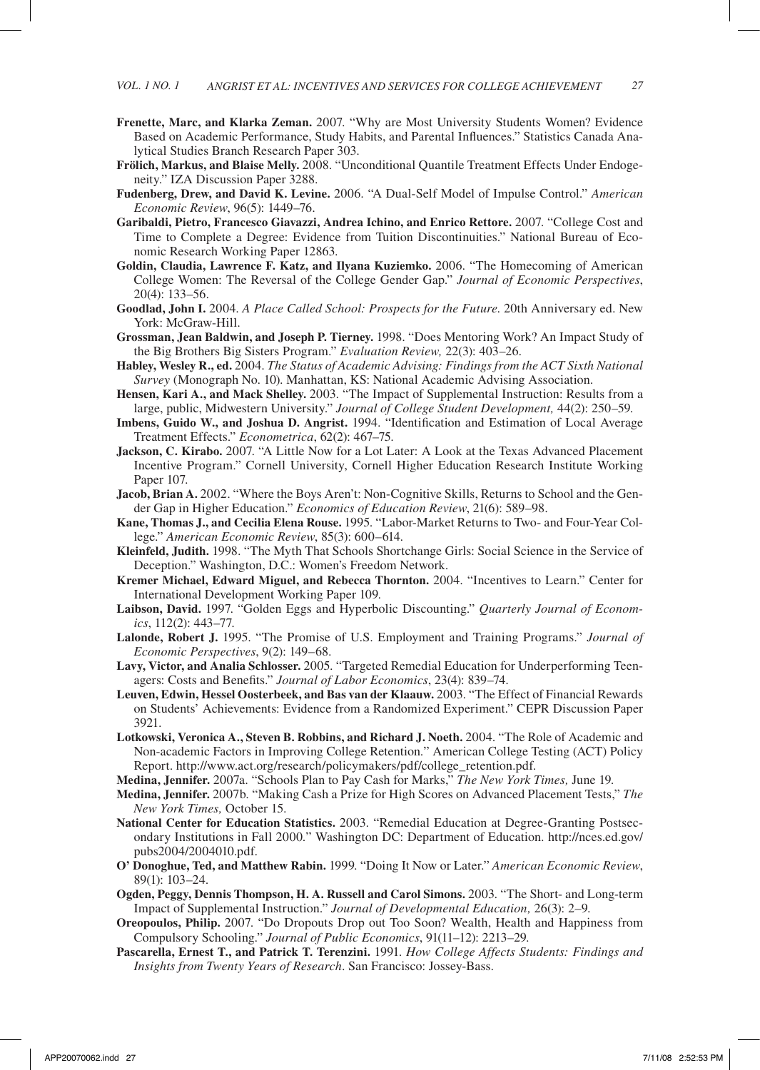**Frenette, Marc, and Klarka Zeman.** 2007. "Why are Most University Students Women? Evidence Based on Academic Performance, Study Habits, and Parental Influences." Statistics Canada Analytical Studies Branch Research Paper 303.

**Frölich, Markus, and Blaise Melly.** 2008. "Unconditional Quantile Treatment Effects Under Endogeneity." IZA Discussion Paper 3288.

**Fudenberg, Drew, and David K. Levine.** 2006. "A Dual-Self Model of Impulse Control." *American Economic Review*, 96(5): 1449–76.

**Garibaldi, Pietro, Francesco Giavazzi, Andrea Ichino, and Enrico Rettore.** 2007. "College Cost and Time to Complete a Degree: Evidence from Tuition Discontinuities." National Bureau of Economic Research Working Paper 12863.

**Goldin, Claudia, Lawrence F. Katz, and Ilyana Kuziemko.** 2006. "The Homecoming of American College Women: The Reversal of the College Gender Gap." *Journal of Economic Perspectives*, 20(4): 133–56.

**Goodlad, John I.** 2004. *A Place Called School: Prospects for the Future.* 20th Anniversary ed. New York: McGraw-Hill.

**Grossman, Jean Baldwin, and Joseph P. Tierney.** 1998. "Does Mentoring Work? An Impact Study of the Big Brothers Big Sisters Program." *Evaluation Review,* 22(3): 403–26.

**Habley, Wesley R., ed.** 2004. *The Status of Academic Advising: Findings from the ACT Sixth National Survey* (Monograph No. 10). Manhattan, KS: National Academic Advising Association.

**Hensen, Kari A., and Mack Shelley.** 2003. "The Impact of Supplemental Instruction: Results from a large, public, Midwestern University." *Journal of College Student Development,* 44(2): 250–59.

**Imbens, Guido W., and Joshua D. Angrist.** 1994. "Identification and Estimation of Local Average Treatment Effects." *Econometrica*, 62(2): 467–75.

**Jackson, C. Kirabo.** 2007. "A Little Now for a Lot Later: A Look at the Texas Advanced Placement Incentive Program." Cornell University, Cornell Higher Education Research Institute Working Paper 107.

**Jacob, Brian A.** 2002. "Where the Boys Aren't: Non-Cognitive Skills, Returns to School and the Gender Gap in Higher Education." *Economics of Education Review*, 21(6): 589–98.

**Kane, Thomas J., and Cecilia Elena Rouse.** 1995. "Labor-Market Returns to Two- and Four-Year College." *American Economic Review*, 85(3): 600–614.

**Kleinfeld, Judith.** 1998. "The Myth That Schools Shortchange Girls: Social Science in the Service of Deception." Washington, D.C.: Women's Freedom Network.

**Kremer Michael, Edward Miguel, and Rebecca Thornton.** 2004. "Incentives to Learn." Center for International Development Working Paper 109.

**Laibson, David.** 1997. "Golden Eggs and Hyperbolic Discounting." *Quarterly Journal of Economics*, 112(2): 443–77.

**Lalonde, Robert J.** 1995. "The Promise of U.S. Employment and Training Programs." *Journal of Economic Perspectives*, 9(2): 149–68.

**Lavy, Victor, and Analia Schlosser.** 2005. "Targeted Remedial Education for Underperforming Teenagers: Costs and Benefits." *Journal of Labor Economics*, 23(4): 839–74.

**Leuven, Edwin, Hessel Oosterbeek, and Bas van der Klaauw.** 2003. "The Effect of Financial Rewards on Students' Achievements: Evidence from a Randomized Experiment." CEPR Discussion Paper 3921.

**Lotkowski, Veronica A., Steven B. Robbins, and Richard J. Noeth.** 2004. "The Role of Academic and Non-academic Factors in Improving College Retention." American College Testing (ACT) Policy Report. http://www.act.org/research/policymakers/pdf/college_retention.pdf.

**Medina, Jennifer.** 2007a. "Schools Plan to Pay Cash for Marks," *The New York Times,* June 19.

**Medina, Jennifer.** 2007b. "Making Cash a Prize for High Scores on Advanced Placement Tests," *The New York Times,* October 15.

**National Center for Education Statistics.** 2003. "Remedial Education at Degree-Granting Postsecondary Institutions in Fall 2000." Washington DC: Department of Education. http://nces.ed.gov/pubs2004/2004010.pdf.

**O' Donoghue, Ted, and Matthew Rabin.** 1999. "Doing It Now or Later." *American Economic Review*, 89(1): 103–24.

**Ogden, Peggy, Dennis Thompson, H. A. Russell and Carol Simons.** 2003. "The Short- and Long-term Impact of Supplemental Instruction." *Journal of Developmental Education,* 26(3): 2–9.

**Oreopoulos, Philip.** 2007. "Do Dropouts Drop out Too Soon? Wealth, Health and Happiness from Compulsory Schooling." *Journal of Public Economics*, 91(11–12): 2213–29.

**Pascarella, Ernest T., and Patrick T. Terenzini.** 1991. *How College Affects Students: Findings and Insights from Twenty Years of Research*. San Francisco: Jossey-Bass.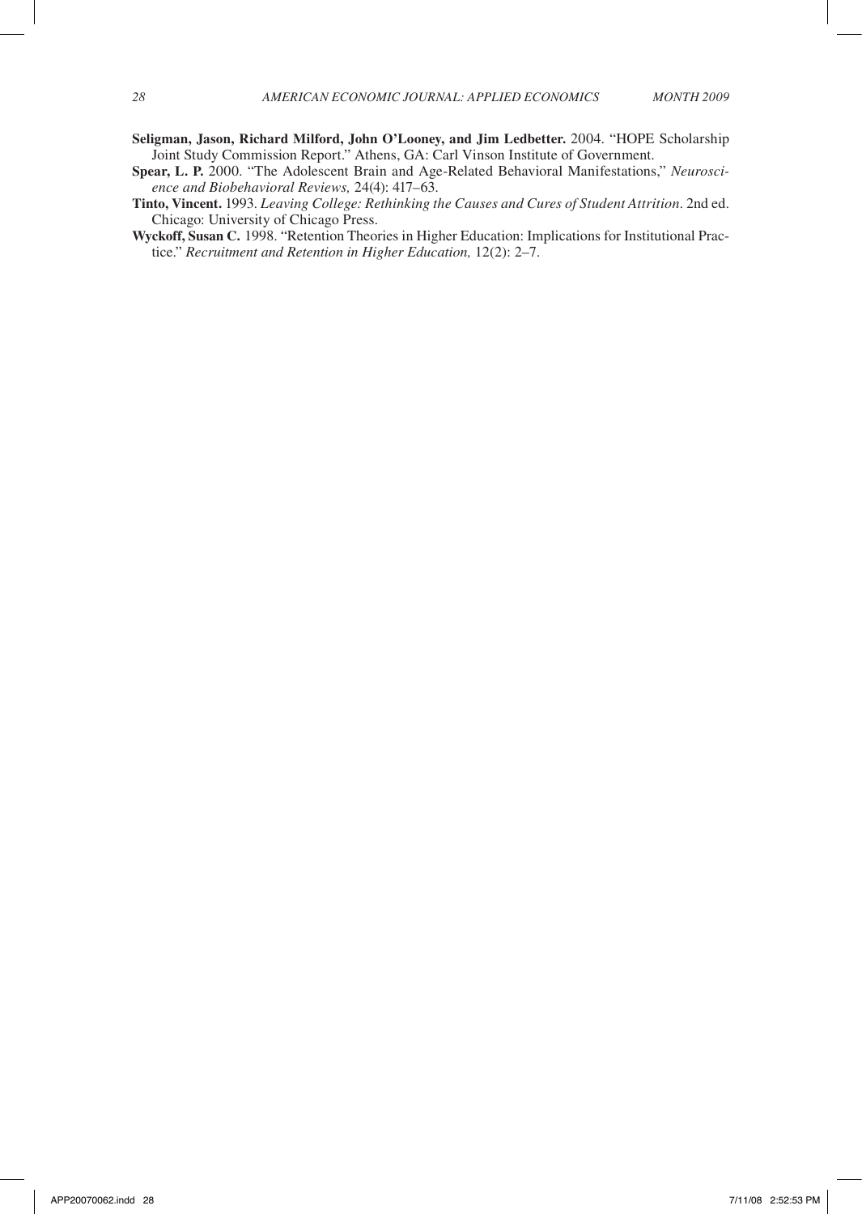**Seligman, Jason, Richard Milford, John O'Looney, and Jim Ledbetter.** 2004. "HOPE Scholarship Joint Study Commission Report." Athens, GA: Carl Vinson Institute of Government.

**Spear, L. P.** 2000. "The Adolescent Brain and Age-Related Behavioral Manifestations," *Neuroscience and Biobehavioral Reviews,* 24(4): 417–63.

**Tinto, Vincent.** 1993. *Leaving College: Rethinking the Causes and Cures of Student Attrition*. 2nd ed. Chicago: University of Chicago Press.

**Wyckoff, Susan C.** 1998. "Retention Theories in Higher Education: Implications for Institutional Practice." *Recruitment and Retention in Higher Education,* 12(2): 2–7.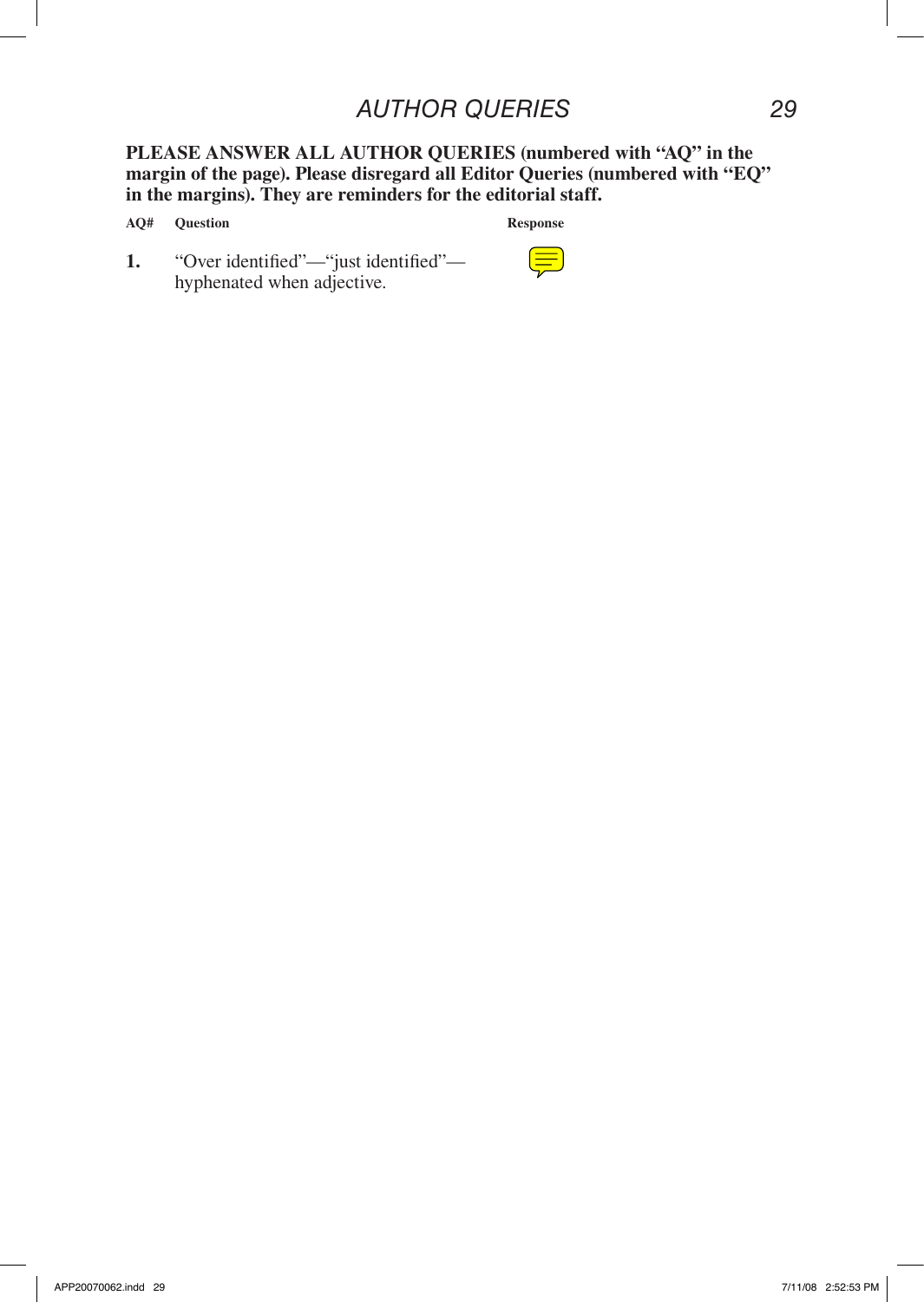# AUTHOR QUERIES

**PLEASE ANSWER ALL AUTHOR QUERIES (numbered with "AQ" in the margin of the page). Please disregard all Editor Queries (numbered with "EQ" in the margins). They are reminders for the editorial staff.**

| AQ# | Question | Response |
|---|---|---|
| **1.** | "Over identified"—"just identified"—hyphenated when adjective. | |